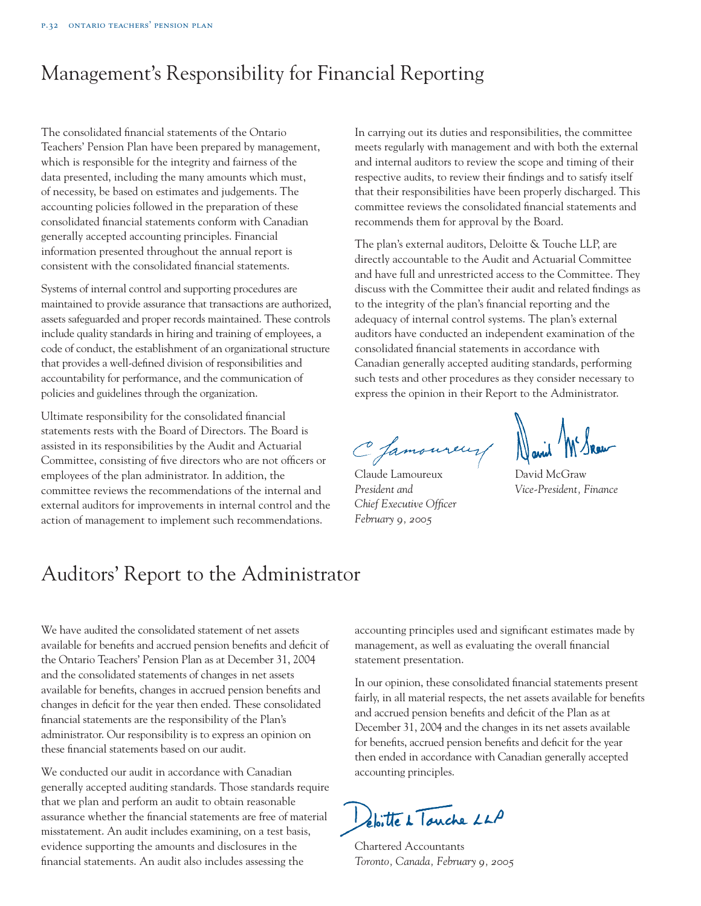# Management's Responsibility for Financial Reporting

The consolidated financial statements of the Ontario Teachers' Pension Plan have been prepared by management, which is responsible for the integrity and fairness of the data presented, including the many amounts which must, of necessity, be based on estimates and judgements. The accounting policies followed in the preparation of these consolidated financial statements conform with Canadian generally accepted accounting principles. Financial information presented throughout the annual report is consistent with the consolidated financial statements.

Systems of internal control and supporting procedures are maintained to provide assurance that transactions are authorized, assets safeguarded and proper records maintained. These controls include quality standards in hiring and training of employees, a code of conduct, the establishment of an organizational structure that provides a well-defined division of responsibilities and accountability for performance, and the communication of policies and guidelines through the organization.

Ultimate responsibility for the consolidated financial statements rests with the Board of Directors. The Board is assisted in its responsibilities by the Audit and Actuarial Committee, consisting of five directors who are not officers or employees of the plan administrator. In addition, the committee reviews the recommendations of the internal and external auditors for improvements in internal control and the action of management to implement such recommendations.

In carrying out its duties and responsibilities, the committee meets regularly with management and with both the external and internal auditors to review the scope and timing of their respective audits, to review their findings and to satisfy itself that their responsibilities have been properly discharged. This committee reviews the consolidated financial statements and recommends them for approval by the Board.

The plan's external auditors, Deloitte & Touche LLP, are directly accountable to the Audit and Actuarial Committee and have full and unrestricted access to the Committee. They discuss with the Committee their audit and related findings as to the integrity of the plan's financial reporting and the adequacy of internal control systems. The plan's external auditors have conducted an independent examination of the consolidated financial statements in accordance with Canadian generally accepted auditing standards, performing such tests and other procedures as they consider necessary to express the opinion in their Report to the Administrator.

Claude Lamoureux
*President and Chief Executive Officer*
*February 9, 2005*

David McGraw
*Vice-President, Finance*

# Auditors' Report to the Administrator

We have audited the consolidated statement of net assets available for benefits and accrued pension benefits and deficit of the Ontario Teachers' Pension Plan as at December 31, 2004 and the consolidated statements of changes in net assets available for benefits, changes in accrued pension benefits and changes in deficit for the year then ended. These consolidated financial statements are the responsibility of the Plan's administrator. Our responsibility is to express an opinion on these financial statements based on our audit.

We conducted our audit in accordance with Canadian generally accepted auditing standards. Those standards require that we plan and perform an audit to obtain reasonable assurance whether the financial statements are free of material misstatement. An audit includes examining, on a test basis, evidence supporting the amounts and disclosures in the financial statements. An audit also includes assessing the accounting principles used and significant estimates made by management, as well as evaluating the overall financial statement presentation.

In our opinion, these consolidated financial statements present fairly, in all material respects, the net assets available for benefits and accrued pension benefits and deficit of the Plan as at December 31, 2004 and the changes in its net assets available for benefits, accrued pension benefits and deficit for the year then ended in accordance with Canadian generally accepted accounting principles.

Deloitte & Touche LLP

Chartered Accountants
*Toronto, Canada, February 9, 2005*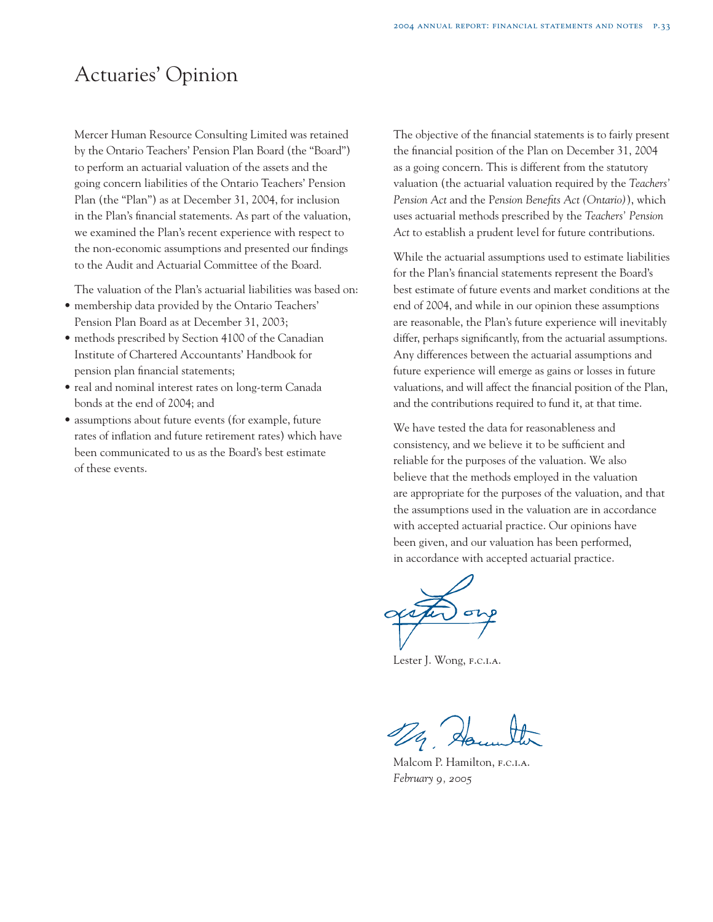# Actuaries' Opinion

Mercer Human Resource Consulting Limited was retained by the Ontario Teachers' Pension Plan Board (the "Board") to perform an actuarial valuation of the assets and the going concern liabilities of the Ontario Teachers' Pension Plan (the "Plan") as at December 31, 2004, for inclusion in the Plan's financial statements. As part of the valuation, we examined the Plan's recent experience with respect to the non-economic assumptions and presented our findings to the Audit and Actuarial Committee of the Board.

The valuation of the Plan's actuarial liabilities was based on:

- membership data provided by the Ontario Teachers' Pension Plan Board as at December 31, 2003;
- methods prescribed by Section 4100 of the Canadian Institute of Chartered Accountants' Handbook for pension plan financial statements;
- real and nominal interest rates on long-term Canada bonds at the end of 2004; and
- assumptions about future events (for example, future rates of inflation and future retirement rates) which have been communicated to us as the Board's best estimate of these events.

The objective of the financial statements is to fairly present the financial position of the Plan on December 31, 2004 as a going concern. This is different from the statutory valuation (the actuarial valuation required by the *Teachers' Pension Act* and the *Pension Benefits Act (Ontario)*), which uses actuarial methods prescribed by the *Teachers' Pension Act* to establish a prudent level for future contributions.

While the actuarial assumptions used to estimate liabilities for the Plan's financial statements represent the Board's best estimate of future events and market conditions at the end of 2004, and while in our opinion these assumptions are reasonable, the Plan's future experience will inevitably differ, perhaps significantly, from the actuarial assumptions. Any differences between the actuarial assumptions and future experience will emerge as gains or losses in future valuations, and will affect the financial position of the Plan, and the contributions required to fund it, at that time.

We have tested the data for reasonableness and consistency, and we believe it to be sufficient and reliable for the purposes of the valuation. We also believe that the methods employed in the valuation are appropriate for the purposes of the valuation, and that the assumptions used in the valuation are in accordance with accepted actuarial practice. Our opinions have been given, and our valuation has been performed, in accordance with accepted actuarial practice.

Lester J. Wong, F.C.I.A.

Malcom P. Hamilton, F.C.I.A.
*February 9, 2005*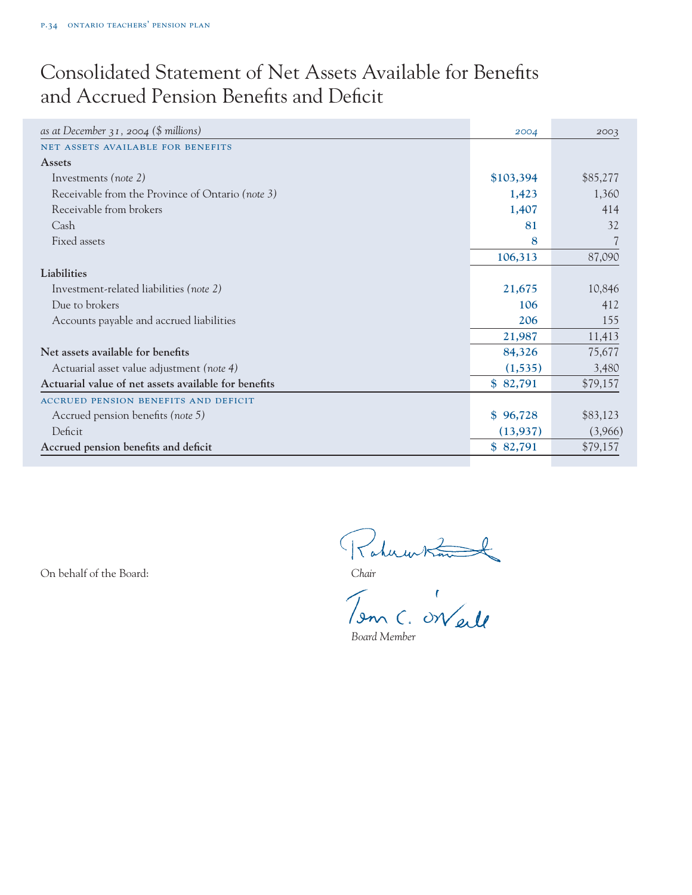# Consolidated Statement of Net Assets Available for Benefits and Accrued Pension Benefits and Deficit

| *as at December 31, 2004 ($ millions)* | 2004 | 2003 |
|---|---|---|
| NET ASSETS AVAILABLE FOR BENEFITS | | |
| **Assets** | | |
| Investments *(note 2)* | **$103,394** | $85,277 |
| Receivable from the Province of Ontario *(note 3)* | **1,423** | 1,360 |
| Receivable from brokers | **1,407** | 414 |
| Cash | **81** | 32 |
| Fixed assets | **8** | 7 |
| | **106,313** | 87,090 |
| **Liabilities** | | |
| Investment-related liabilities *(note 2)* | **21,675** | 10,846 |
| Due to brokers | **106** | 412 |
| Accounts payable and accrued liabilities | **206** | 155 |
| | **21,987** | 11,413 |
| **Net assets available for benefits** | **84,326** | 75,677 |
| Actuarial asset value adjustment *(note 4)* | **(1,535)** | 3,480 |
| **Actuarial value of net assets available for benefits** | **$ 82,791** | $79,157 |
| ACCRUED PENSION BENEFITS AND DEFICIT | | |
| Accrued pension benefits *(note 5)* | **$ 96,728** | $83,123 |
| Deficit | **(13,937)** | (3,966) |
| **Accrued pension benefits and deficit** | **$ 82,791** | $79,157 |

On behalf of the Board:

*Chair*

*Board Member*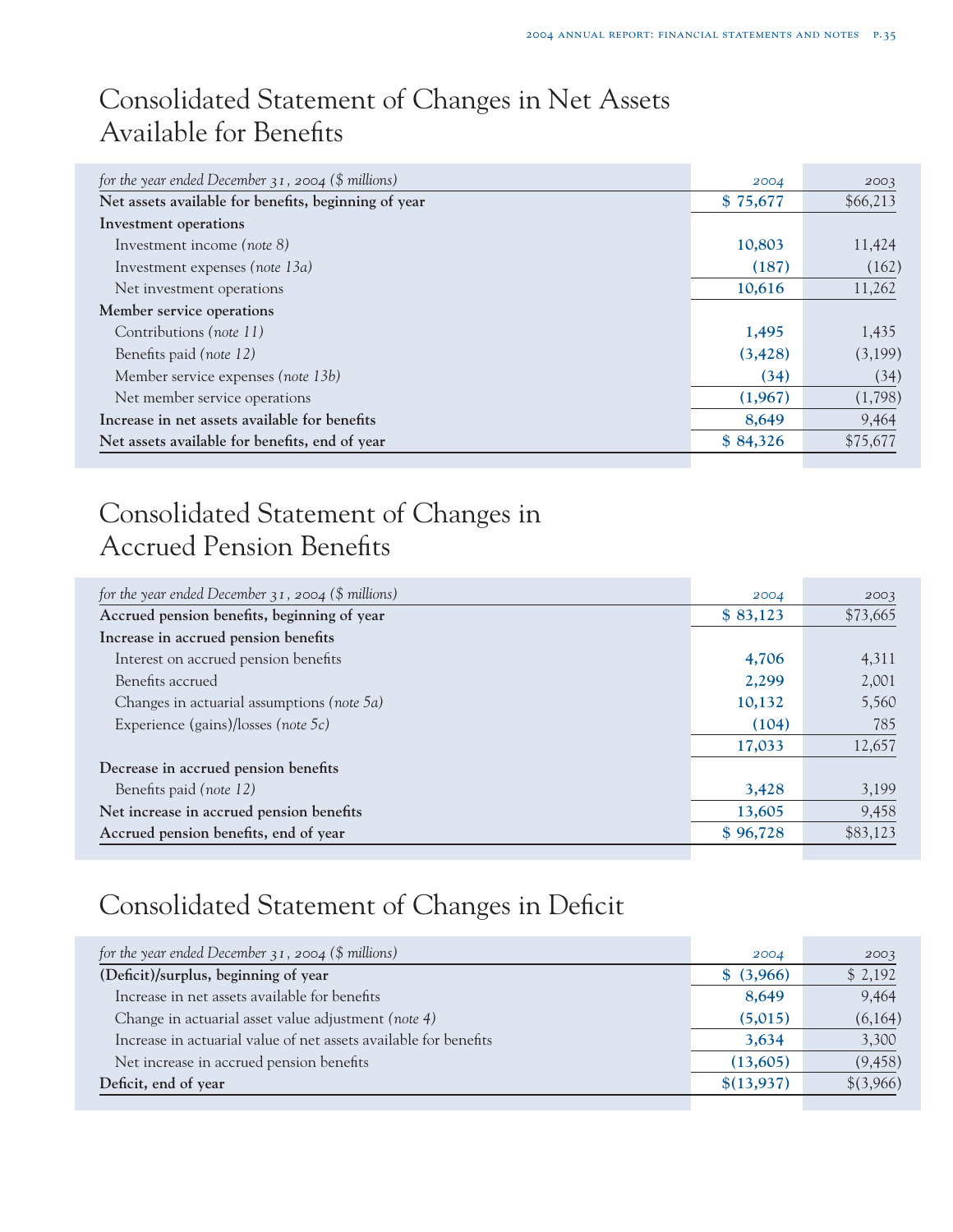# Consolidated Statement of Changes in Net Assets Available for Benefits

| *for the year ended December 31, 2004 ($ millions)* | 2004 | 2003 |
|---|---|---|
| **Net assets available for benefits, beginning of year** | **$ 75,677** | $66,213 |
| **Investment operations** | | |
| Investment income *(note 8)* | **10,803** | 11,424 |
| Investment expenses *(note 13a)* | **(187)** | (162) |
| Net investment operations | **10,616** | 11,262 |
| **Member service operations** | | |
| Contributions *(note 11)* | **1,495** | 1,435 |
| Benefits paid *(note 12)* | **(3,428)** | (3,199) |
| Member service expenses *(note 13b)* | **(34)** | (34) |
| Net member service operations | **(1,967)** | (1,798) |
| **Increase in net assets available for benefits** | **8,649** | 9,464 |
| **Net assets available for benefits, end of year** | **$ 84,326** | $75,677 |

# Consolidated Statement of Changes in Accrued Pension Benefits

| *for the year ended December 31, 2004 ($ millions)* | 2004 | 2003 |
|---|---|---|
| **Accrued pension benefits, beginning of year** | **$ 83,123** | $73,665 |
| **Increase in accrued pension benefits** | | |
| Interest on accrued pension benefits | **4,706** | 4,311 |
| Benefits accrued | **2,299** | 2,001 |
| Changes in actuarial assumptions *(note 5a)* | **10,132** | 5,560 |
| Experience (gains)/losses *(note 5c)* | **(104)** | 785 |
| | **17,033** | 12,657 |
| **Decrease in accrued pension benefits** | | |
| Benefits paid *(note 12)* | **3,428** | 3,199 |
| **Net increase in accrued pension benefits** | **13,605** | 9,458 |
| **Accrued pension benefits, end of year** | **$ 96,728** | $83,123 |

# Consolidated Statement of Changes in Deficit

| *for the year ended December 31, 2004 ($ millions)* | 2004 | 2003 |
|---|---|---|
| **(Deficit)/surplus, beginning of year** | **$ (3,966)** | $ 2,192 |
| Increase in net assets available for benefits | **8,649** | 9,464 |
| Change in actuarial asset value adjustment *(note 4)* | **(5,015)** | (6,164) |
| Increase in actuarial value of net assets available for benefits | **3,634** | 3,300 |
| Net increase in accrued pension benefits | **(13,605)** | (9,458) |
| **Deficit, end of year** | **$(13,937)** | $(3,966) |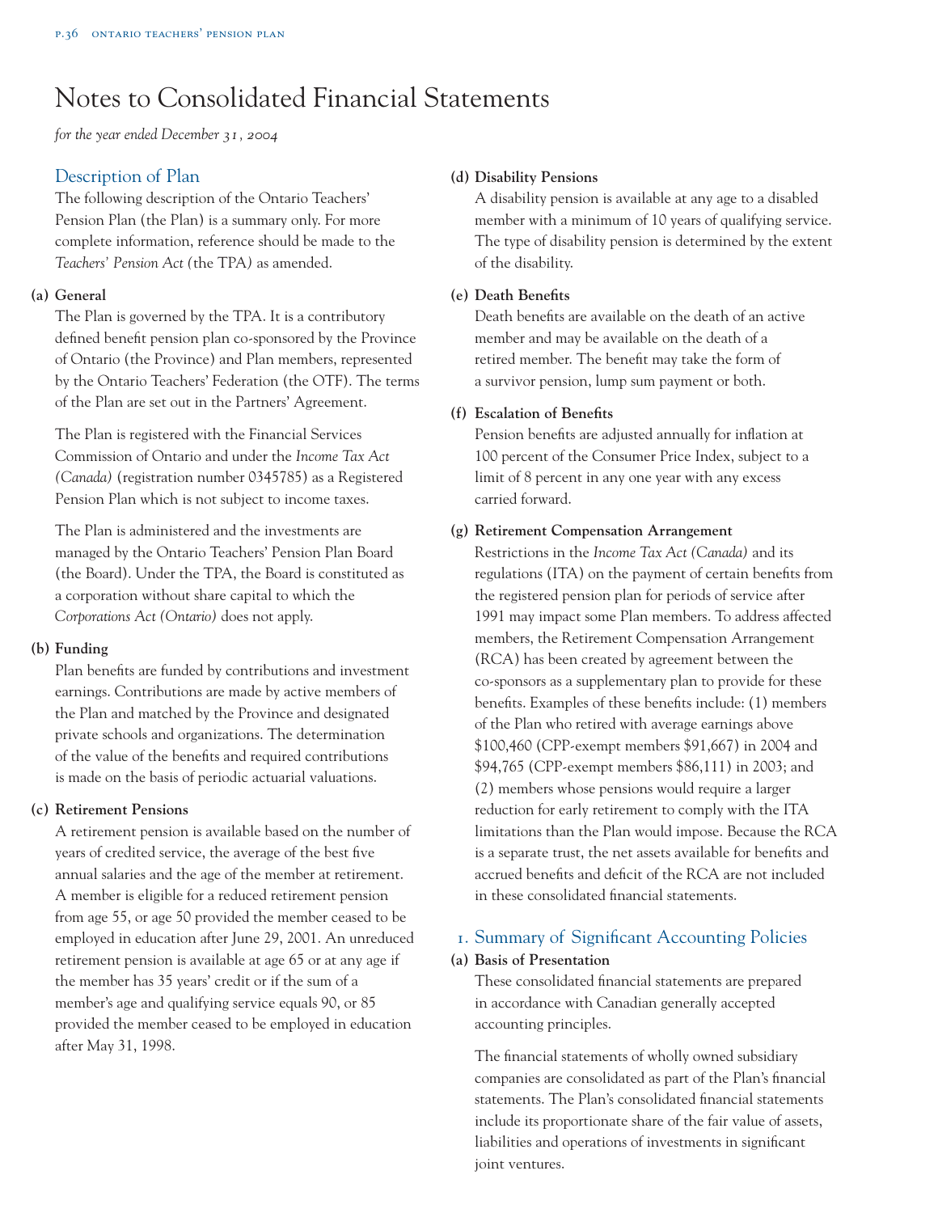# Notes to Consolidated Financial Statements

*for the year ended December 31, 2004*

## Description of Plan

The following description of the Ontario Teachers' Pension Plan (the Plan) is a summary only. For more complete information, reference should be made to the *Teachers' Pension Act (*the TPA*)* as amended.

**(a) General**

The Plan is governed by the TPA. It is a contributory defined benefit pension plan co-sponsored by the Province of Ontario (the Province) and Plan members, represented by the Ontario Teachers' Federation (the OTF). The terms of the Plan are set out in the Partners' Agreement.

The Plan is registered with the Financial Services Commission of Ontario and under the *Income Tax Act (Canada)* (registration number 0345785) as a Registered Pension Plan which is not subject to income taxes.

The Plan is administered and the investments are managed by the Ontario Teachers' Pension Plan Board (the Board). Under the TPA, the Board is constituted as a corporation without share capital to which the *Corporations Act (Ontario)* does not apply.

**(b) Funding**

Plan benefits are funded by contributions and investment earnings. Contributions are made by active members of the Plan and matched by the Province and designated private schools and organizations. The determination of the value of the benefits and required contributions is made on the basis of periodic actuarial valuations.

**(c) Retirement Pensions**

A retirement pension is available based on the number of years of credited service, the average of the best five annual salaries and the age of the member at retirement. A member is eligible for a reduced retirement pension from age 55, or age 50 provided the member ceased to be employed in education after June 29, 2001. An unreduced retirement pension is available at age 65 or at any age if the member has 35 years' credit or if the sum of a member's age and qualifying service equals 90, or 85 provided the member ceased to be employed in education after May 31, 1998.

**(d) Disability Pensions**

A disability pension is available at any age to a disabled member with a minimum of 10 years of qualifying service. The type of disability pension is determined by the extent of the disability.

**(e) Death Benefits**

Death benefits are available on the death of an active member and may be available on the death of a retired member. The benefit may take the form of a survivor pension, lump sum payment or both.

**(f) Escalation of Benefits**

Pension benefits are adjusted annually for inflation at 100 percent of the Consumer Price Index, subject to a limit of 8 percent in any one year with any excess carried forward.

**(g) Retirement Compensation Arrangement**

Restrictions in the *Income Tax Act (Canada)* and its regulations (ITA) on the payment of certain benefits from the registered pension plan for periods of service after 1991 may impact some Plan members. To address affected members, the Retirement Compensation Arrangement (RCA) has been created by agreement between the co-sponsors as a supplementary plan to provide for these benefits. Examples of these benefits include: (1) members of the Plan who retired with average earnings above $100,460 (CPP-exempt members $91,667) in 2004 and $94,765 (CPP-exempt members $86,111) in 2003; and (2) members whose pensions would require a larger reduction for early retirement to comply with the ITA limitations than the Plan would impose. Because the RCA is a separate trust, the net assets available for benefits and accrued benefits and deficit of the RCA are not included in these consolidated financial statements.

## 1. Summary of Significant Accounting Policies

**(a) Basis of Presentation**

These consolidated financial statements are prepared in accordance with Canadian generally accepted accounting principles.

The financial statements of wholly owned subsidiary companies are consolidated as part of the Plan's financial statements. The Plan's consolidated financial statements include its proportionate share of the fair value of assets, liabilities and operations of investments in significant joint ventures.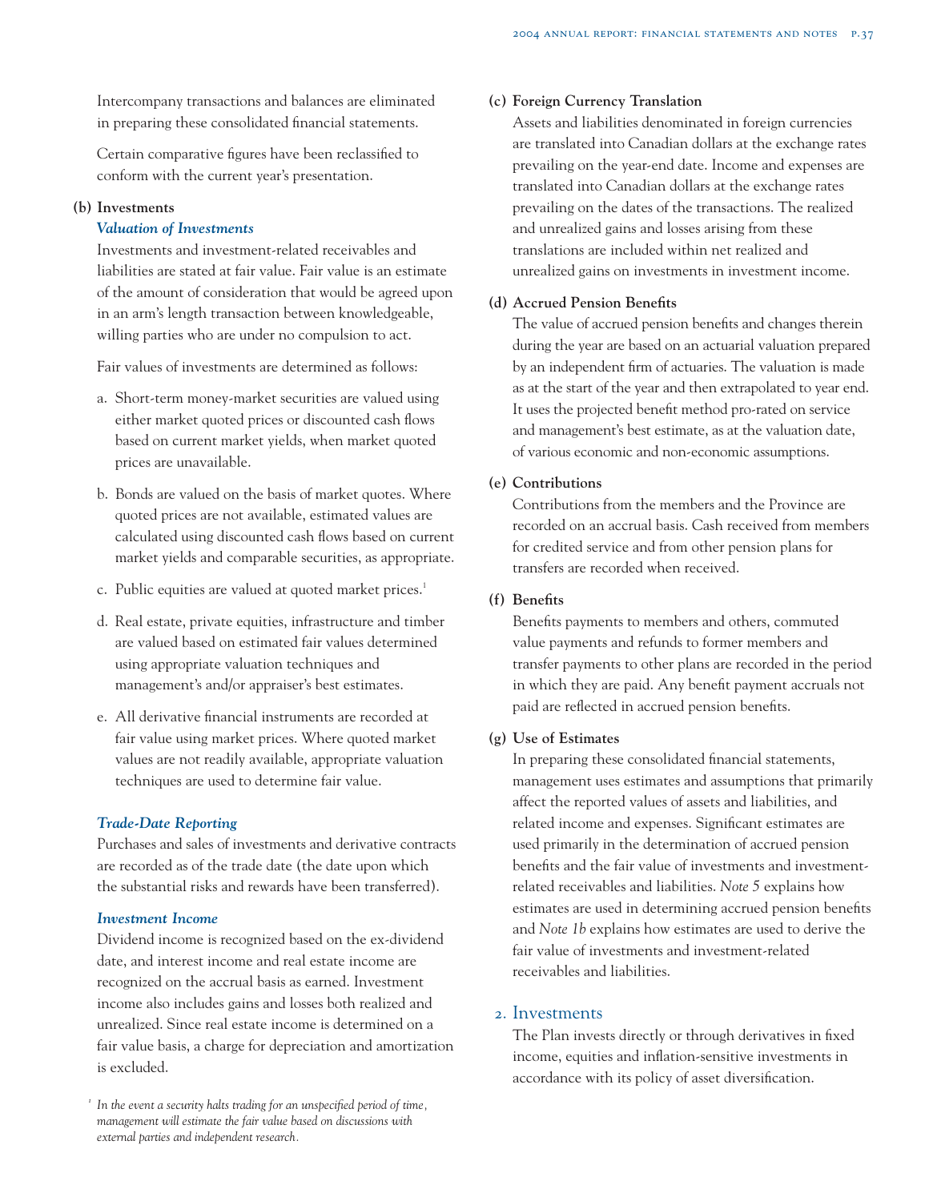Intercompany transactions and balances are eliminated in preparing these consolidated financial statements.

Certain comparative figures have been reclassified to conform with the current year's presentation.

**(b) Investments**

***Valuation of Investments***

Investments and investment-related receivables and liabilities are stated at fair value. Fair value is an estimate of the amount of consideration that would be agreed upon in an arm's length transaction between knowledgeable, willing parties who are under no compulsion to act.

Fair values of investments are determined as follows:

a. Short-term money-market securities are valued using either market quoted prices or discounted cash flows based on current market yields, when market quoted prices are unavailable.

b. Bonds are valued on the basis of market quotes. Where quoted prices are not available, estimated values are calculated using discounted cash flows based on current market yields and comparable securities, as appropriate.

c. Public equities are valued at quoted market prices.[1]

d. Real estate, private equities, infrastructure and timber are valued based on estimated fair values determined using appropriate valuation techniques and management's and/or appraiser's best estimates.

e. All derivative financial instruments are recorded at fair value using market prices. Where quoted market values are not readily available, appropriate valuation techniques are used to determine fair value.

***Trade-Date Reporting***

Purchases and sales of investments and derivative contracts are recorded as of the trade date (the date upon which the substantial risks and rewards have been transferred).

***Investment Income***

Dividend income is recognized based on the ex-dividend date, and interest income and real estate income are recognized on the accrual basis as earned. Investment income also includes gains and losses both realized and unrealized. Since real estate income is determined on a fair value basis, a charge for depreciation and amortization is excluded.

[1] *In the event a security halts trading for an unspecified period of time, management will estimate the fair value based on discussions with external parties and independent research.*

**(c) Foreign Currency Translation**

Assets and liabilities denominated in foreign currencies are translated into Canadian dollars at the exchange rates prevailing on the year-end date. Income and expenses are translated into Canadian dollars at the exchange rates prevailing on the dates of the transactions. The realized and unrealized gains and losses arising from these translations are included within net realized and unrealized gains on investments in investment income.

**(d) Accrued Pension Benefits**

The value of accrued pension benefits and changes therein during the year are based on an actuarial valuation prepared by an independent firm of actuaries. The valuation is made as at the start of the year and then extrapolated to year end. It uses the projected benefit method pro-rated on service and management's best estimate, as at the valuation date, of various economic and non-economic assumptions.

**(e) Contributions**

Contributions from the members and the Province are recorded on an accrual basis. Cash received from members for credited service and from other pension plans for transfers are recorded when received.

**(f) Benefits**

Benefits payments to members and others, commuted value payments and refunds to former members and transfer payments to other plans are recorded in the period in which they are paid. Any benefit payment accruals not paid are reflected in accrued pension benefits.

**(g) Use of Estimates**

In preparing these consolidated financial statements, management uses estimates and assumptions that primarily affect the reported values of assets and liabilities, and related income and expenses. Significant estimates are used primarily in the determination of accrued pension benefits and the fair value of investments and investment-related receivables and liabilities. *Note 5* explains how estimates are used in determining accrued pension benefits and *Note 1b* explains how estimates are used to derive the fair value of investments and investment-related receivables and liabilities.

## 2. Investments

The Plan invests directly or through derivatives in fixed income, equities and inflation-sensitive investments in accordance with its policy of asset diversification.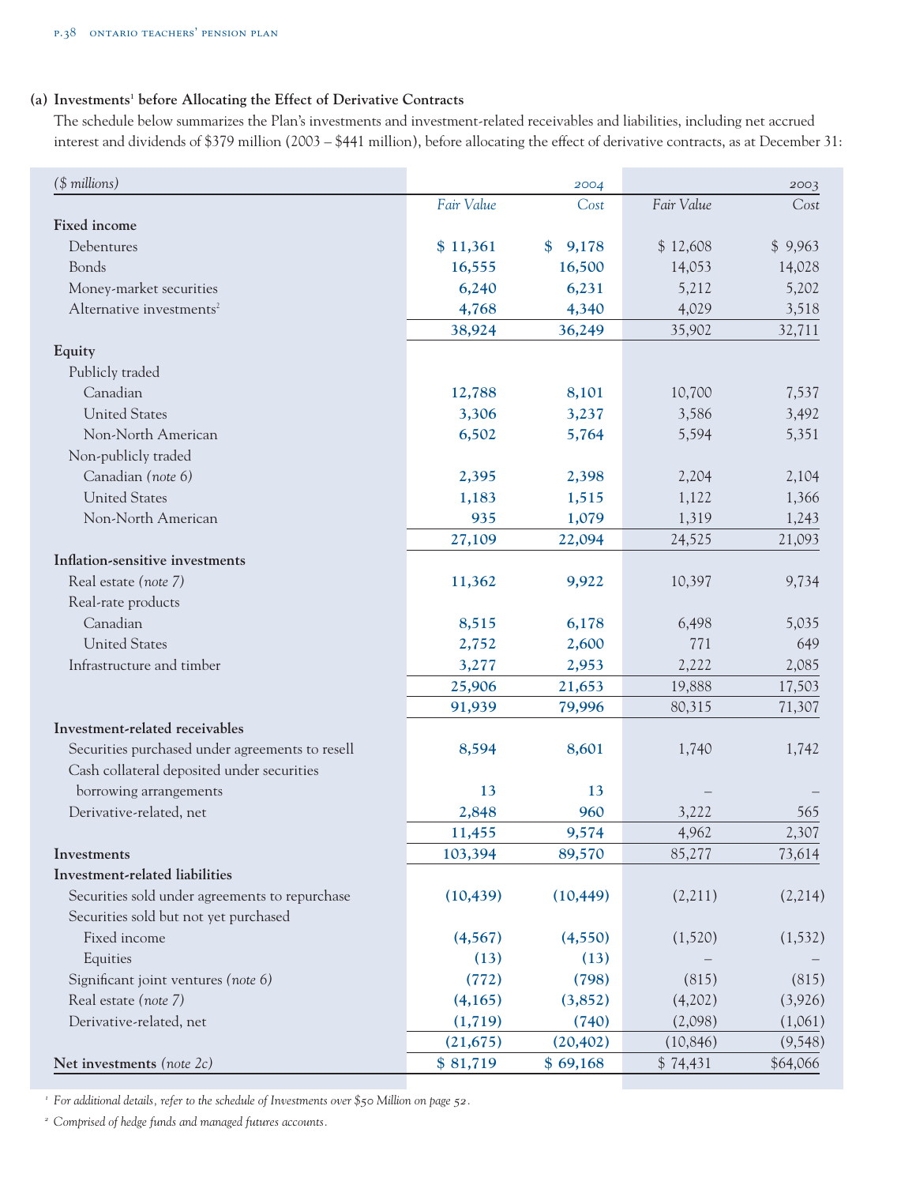### (a) Investments[1] before Allocating the Effect of Derivative Contracts

The schedule below summarizes the Plan's investments and investment-related receivables and liabilities, including net accrued interest and dividends of $379 million (2003 – $441 million), before allocating the effect of derivative contracts, as at December 31:

| *($ millions)* | | 2004 | | 2003 |
|---|---|---|---|---|
| | *Fair Value* | *Cost* | *Fair Value* | *Cost* |
| **Fixed income** | | | | |
| Debentures | $ 11,361 | $ 9,178 | $ 12,608 | $ 9,963 |
| Bonds | 16,555 | 16,500 | 14,053 | 14,028 |
| Money-market securities | 6,240 | 6,231 | 5,212 | 5,202 |
| Alternative investments[2] | 4,768 | 4,340 | 4,029 | 3,518 |
| | 38,924 | 36,249 | 35,902 | 32,711 |
| **Equity** | | | | |
| Publicly traded | | | | |
| Canadian | 12,788 | 8,101 | 10,700 | 7,537 |
| United States | 3,306 | 3,237 | 3,586 | 3,492 |
| Non-North American | 6,502 | 5,764 | 5,594 | 5,351 |
| Non-publicly traded | | | | |
| Canadian *(note 6)* | 2,395 | 2,398 | 2,204 | 2,104 |
| United States | 1,183 | 1,515 | 1,122 | 1,366 |
| Non-North American | 935 | 1,079 | 1,319 | 1,243 |
| | 27,109 | 22,094 | 24,525 | 21,093 |
| **Inflation-sensitive investments** | | | | |
| Real estate *(note 7)* | 11,362 | 9,922 | 10,397 | 9,734 |
| Real-rate products | | | | |
| Canadian | 8,515 | 6,178 | 6,498 | 5,035 |
| United States | 2,752 | 2,600 | 771 | 649 |
| Infrastructure and timber | 3,277 | 2,953 | 2,222 | 2,085 |
| | 25,906 | 21,653 | 19,888 | 17,503 |
| | 91,939 | 79,996 | 80,315 | 71,307 |
| **Investment-related receivables** | | | | |
| Securities purchased under agreements to resell | 8,594 | 8,601 | 1,740 | 1,742 |
| Cash collateral deposited under securities borrowing arrangements | 13 | 13 | – | – |
| Derivative-related, net | 2,848 | 960 | 3,222 | 565 |
| | 11,455 | 9,574 | 4,962 | 2,307 |
| **Investments** | 103,394 | 89,570 | 85,277 | 73,614 |
| **Investment-related liabilities** | | | | |
| Securities sold under agreements to repurchase | (10,439) | (10,449) | (2,211) | (2,214) |
| Securities sold but not yet purchased | | | | |
| Fixed income | (4,567) | (4,550) | (1,520) | (1,532) |
| Equities | (13) | (13) | – | – |
| Significant joint ventures *(note 6)* | (772) | (798) | (815) | (815) |
| Real estate *(note 7)* | (4,165) | (3,852) | (4,202) | (3,926) |
| Derivative-related, net | (1,719) | (740) | (2,098) | (1,061) |
| | (21,675) | (20,402) | (10,846) | (9,548) |
| **Net investments** *(note 2c)* | $ 81,719 | $ 69,168 | $ 74,431 | $64,066 |

[1] *For additional details, refer to the schedule of Investments over $50 Million on page 52.*

[2] *Comprised of hedge funds and managed futures accounts.*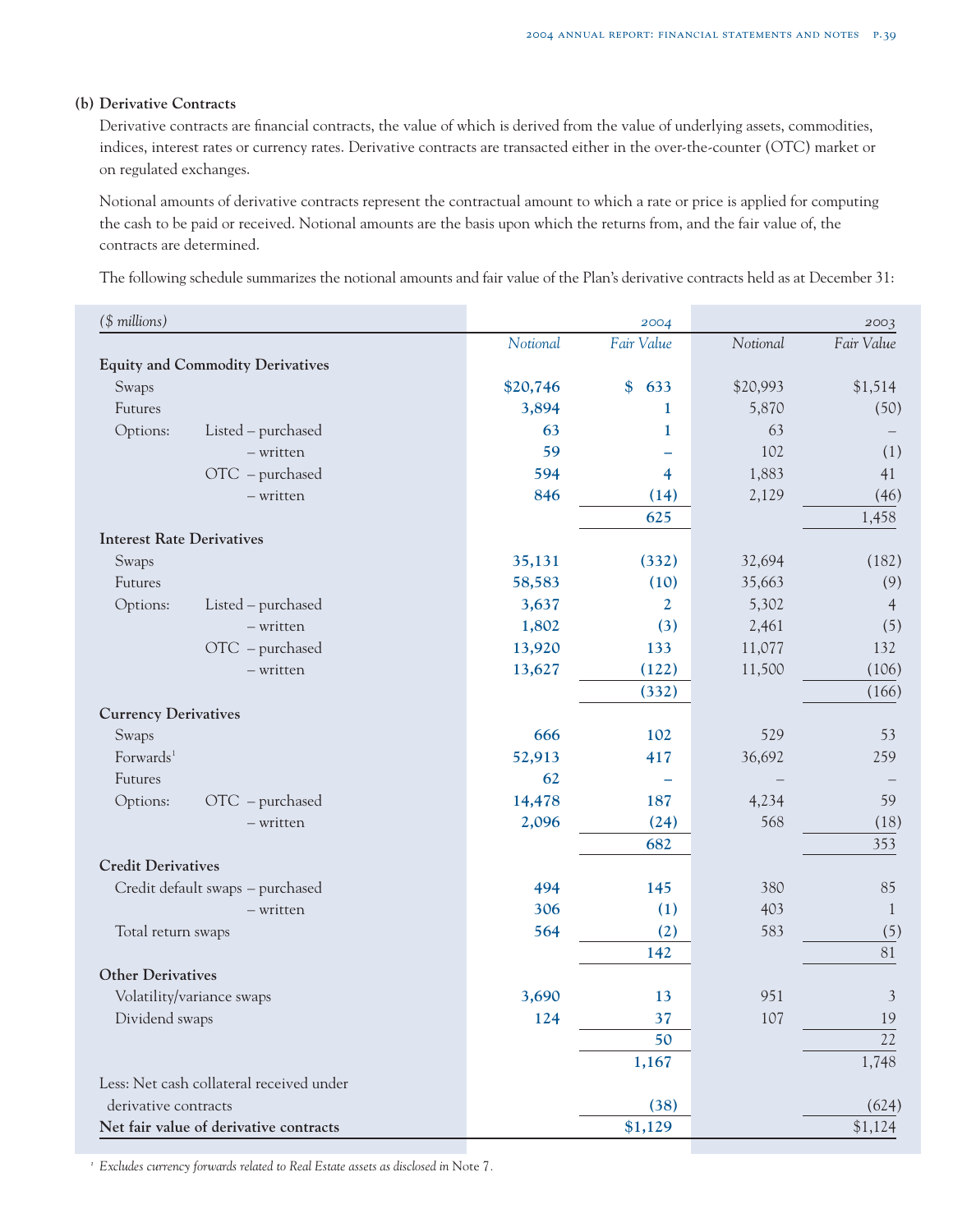**(b) Derivative Contracts**

Derivative contracts are financial contracts, the value of which is derived from the value of underlying assets, commodities, indices, interest rates or currency rates. Derivative contracts are transacted either in the over-the-counter (OTC) market or on regulated exchanges.

Notional amounts of derivative contracts represent the contractual amount to which a rate or price is applied for computing the cash to be paid or received. Notional amounts are the basis upon which the returns from, and the fair value of, the contracts are determined.

The following schedule summarizes the notional amounts and fair value of the Plan's derivative contracts held as at December 31:

| *($ millions)* | | | 2004 | | 2003 | |
|---|---|---|---|---|---|---|
| | | | *Notional* | *Fair Value* | *Notional* | *Fair Value* |
| **Equity and Commodity Derivatives** | | | | | | |
| Swaps | | | $20,746 | $ 633 | $20,993 | $1,514 |
| Futures | | | 3,894 | 1 | 5,870 | (50) |
| Options: | Listed | – purchased | 63 | 1 | 63 | – |
| | | – written | 59 | – | 102 | (1) |
| | OTC | – purchased | 594 | 4 | 1,883 | 41 |
| | | – written | 846 | (14) | 2,129 | (46) |
| | | | | 625 | | 1,458 |
| **Interest Rate Derivatives** | | | | | | |
| Swaps | | | 35,131 | (332) | 32,694 | (182) |
| Futures | | | 58,583 | (10) | 35,663 | (9) |
| Options: | Listed | – purchased | 3,637 | 2 | 5,302 | 4 |
| | | – written | 1,802 | (3) | 2,461 | (5) |
| | OTC | – purchased | 13,920 | 133 | 11,077 | 132 |
| | | – written | 13,627 | (122) | 11,500 | (106) |
| | | | | (332) | | (166) |
| **Currency Derivatives** | | | | | | |
| Swaps | | | 666 | 102 | 529 | 53 |
| Forwards[1] | | | 52,913 | 417 | 36,692 | 259 |
| Futures | | | 62 | – | – | – |
| Options: | OTC | – purchased | 14,478 | 187 | 4,234 | 59 |
| | | – written | 2,096 | (24) | 568 | (18) |
| | | | | 682 | | 353 |
| **Credit Derivatives** | | | | | | |
| Credit default swaps | | – purchased | 494 | 145 | 380 | 85 |
| | | – written | 306 | (1) | 403 | 1 |
| Total return swaps | | | 564 | (2) | 583 | (5) |
| | | | | 142 | | 81 |
| **Other Derivatives** | | | | | | |
| Volatility/variance swaps | | | 3,690 | 13 | 951 | 3 |
| Dividend swaps | | | 124 | 37 | 107 | 19 |
| | | | | 50 | | 22 |
| | | | | 1,167 | | 1,748 |
| Less: Net cash collateral received under derivative contracts | | | | (38) | | (624) |
| **Net fair value of derivative contracts** | | | | $1,129 | | $1,124 |

[1] *Excludes currency forwards related to Real Estate assets as disclosed in* Note 7.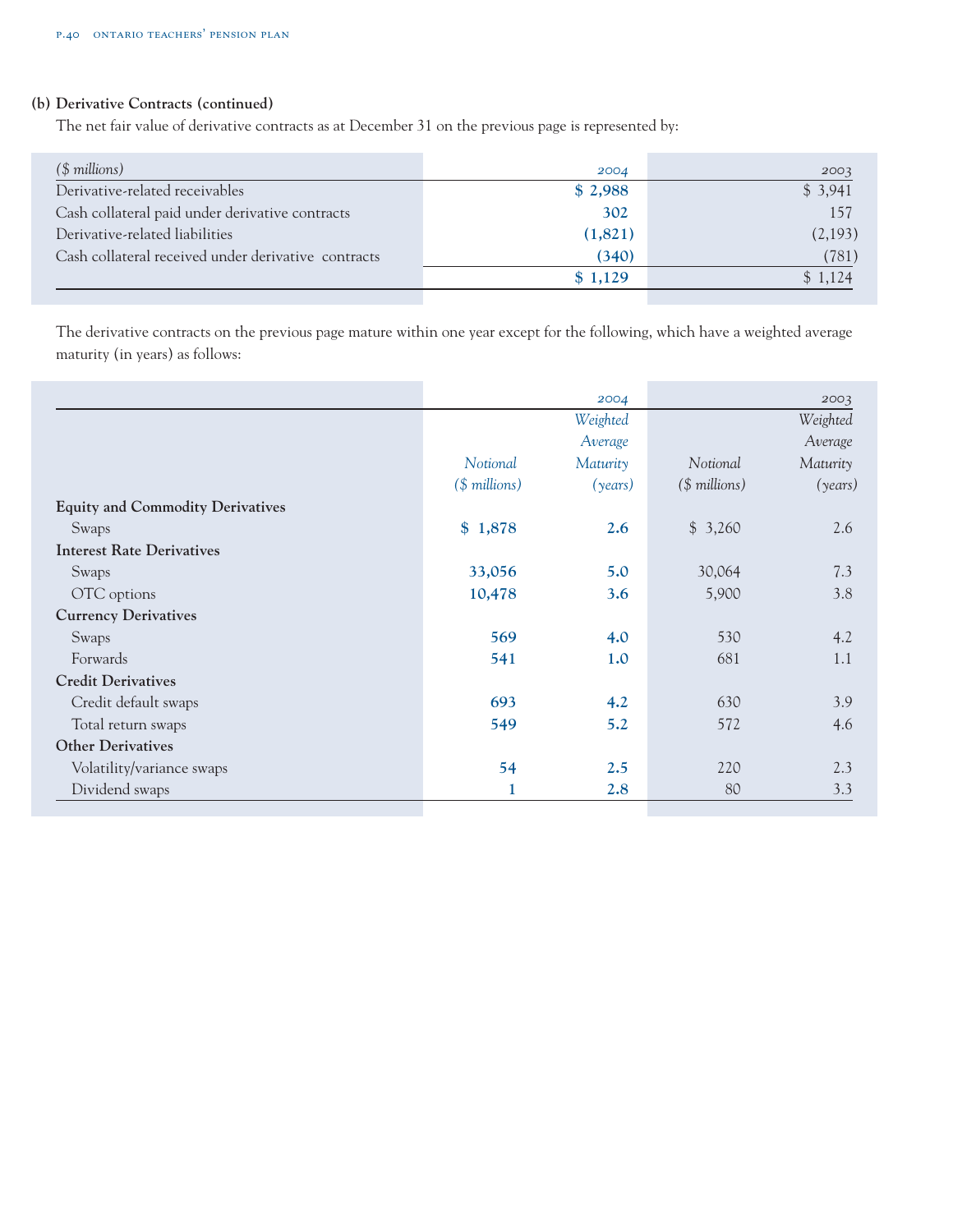**(b) Derivative Contracts (continued)**

The net fair value of derivative contracts as at December 31 on the previous page is represented by:

| *($ millions)* | 2004 | 2003 |
|---|---|---|
| Derivative-related receivables | **$ 2,988** | $ 3,941 |
| Cash collateral paid under derivative contracts | **302** | 157 |
| Derivative-related liabilities | **(1,821)** | (2,193) |
| Cash collateral received under derivative contracts | **(340)** | (781) |
| | **$ 1,129** | $ 1,124 |

The derivative contracts on the previous page mature within one year except for the following, which have a weighted average maturity (in years) as follows:

| | 2004 | | 2003 | |
|---|---|---|---|---|
| | *Notional ($ millions)* | *Weighted Average Maturity (years)* | *Notional ($ millions)* | *Weighted Average Maturity (years)* |
| **Equity and Commodity Derivatives** | | | | |
| Swaps | **$ 1,878** | **2.6** | $ 3,260 | 2.6 |
| **Interest Rate Derivatives** | | | | |
| Swaps | **33,056** | **5.0** | 30,064 | 7.3 |
| OTC options | **10,478** | **3.6** | 5,900 | 3.8 |
| **Currency Derivatives** | | | | |
| Swaps | **569** | **4.0** | 530 | 4.2 |
| Forwards | **541** | **1.0** | 681 | 1.1 |
| **Credit Derivatives** | | | | |
| Credit default swaps | **693** | **4.2** | 630 | 3.9 |
| Total return swaps | **549** | **5.2** | 572 | 4.6 |
| **Other Derivatives** | | | | |
| Volatility/variance swaps | **54** | **2.5** | 220 | 2.3 |
| Dividend swaps | **1** | **2.8** | 80 | 3.3 |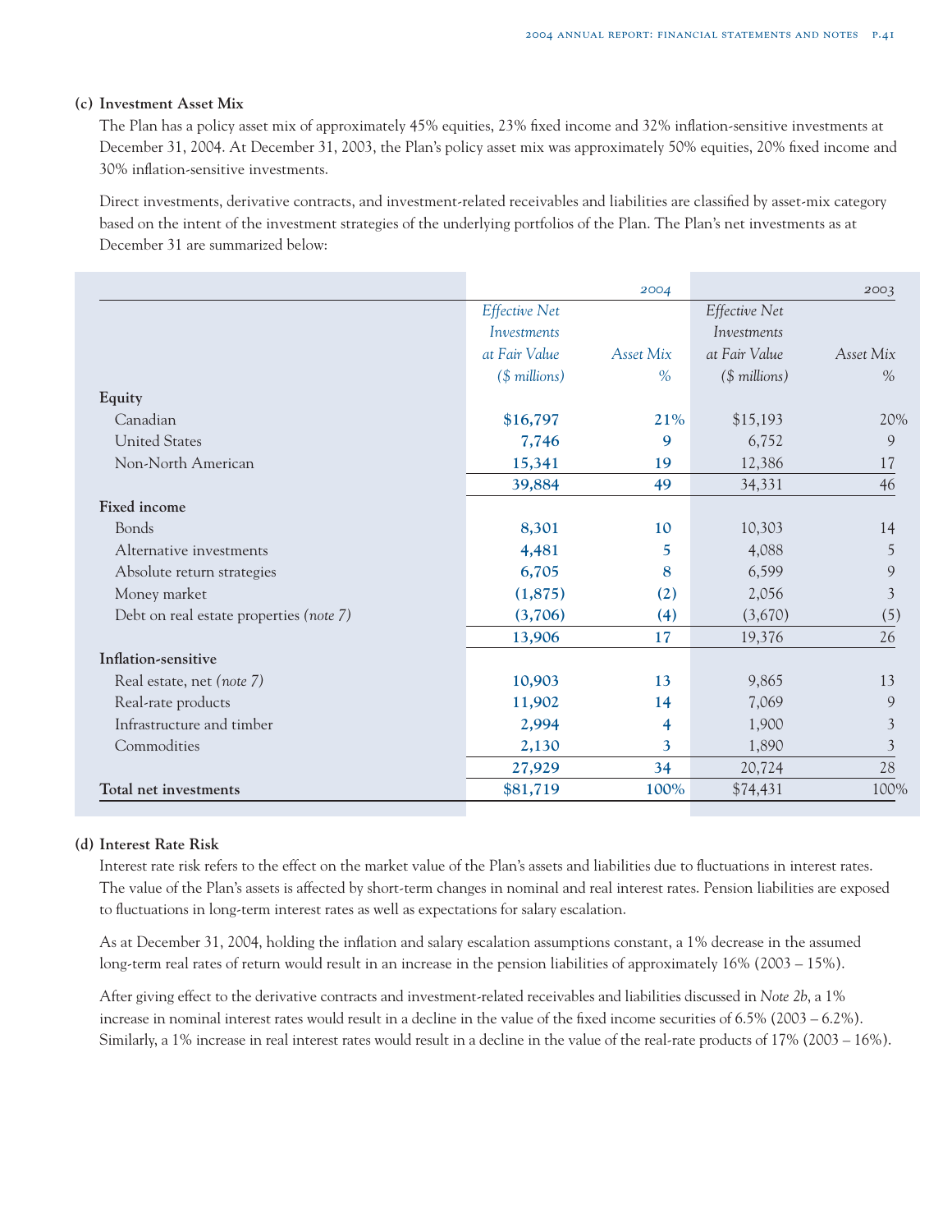### (c) Investment Asset Mix

The Plan has a policy asset mix of approximately 45% equities, 23% fixed income and 32% inflation-sensitive investments at December 31, 2004. At December 31, 2003, the Plan's policy asset mix was approximately 50% equities, 20% fixed income and 30% inflation-sensitive investments.

Direct investments, derivative contracts, and investment-related receivables and liabilities are classified by asset-mix category based on the intent of the investment strategies of the underlying portfolios of the Plan. The Plan's net investments as at December 31 are summarized below:

| | 2004 | | 2003 | |
|---|---|---|---|---|
| | *Effective Net Investments at Fair Value ($ millions)* | *Asset Mix %* | *Effective Net Investments at Fair Value ($ millions)* | *Asset Mix %* |
| **Equity** | | | | |
| Canadian | **$16,797** | **21%** | $15,193 | 20% |
| United States | **7,746** | **9** | 6,752 | 9 |
| Non-North American | **15,341** | **19** | 12,386 | 17 |
| | **39,884** | **49** | 34,331 | 46 |
| **Fixed income** | | | | |
| Bonds | **8,301** | **10** | 10,303 | 14 |
| Alternative investments | **4,481** | **5** | 4,088 | 5 |
| Absolute return strategies | **6,705** | **8** | 6,599 | 9 |
| Money market | **(1,875)** | **(2)** | 2,056 | 3 |
| Debt on real estate properties *(note 7)* | **(3,706)** | **(4)** | (3,670) | (5) |
| | **13,906** | **17** | 19,376 | 26 |
| **Inflation-sensitive** | | | | |
| Real estate, net *(note 7)* | **10,903** | **13** | 9,865 | 13 |
| Real-rate products | **11,902** | **14** | 7,069 | 9 |
| Infrastructure and timber | **2,994** | **4** | 1,900 | 3 |
| Commodities | **2,130** | **3** | 1,890 | 3 |
| | **27,929** | **34** | 20,724 | 28 |
| **Total net investments** | **$81,719** | **100%** | $74,431 | 100% |

### (d) Interest Rate Risk

Interest rate risk refers to the effect on the market value of the Plan's assets and liabilities due to fluctuations in interest rates. The value of the Plan's assets is affected by short-term changes in nominal and real interest rates. Pension liabilities are exposed to fluctuations in long-term interest rates as well as expectations for salary escalation.

As at December 31, 2004, holding the inflation and salary escalation assumptions constant, a 1% decrease in the assumed long-term real rates of return would result in an increase in the pension liabilities of approximately 16% (2003 – 15%).

After giving effect to the derivative contracts and investment-related receivables and liabilities discussed in *Note 2b*, a 1% increase in nominal interest rates would result in a decline in the value of the fixed income securities of 6.5% (2003 – 6.2%). Similarly, a 1% increase in real interest rates would result in a decline in the value of the real-rate products of 17% (2003 – 16%).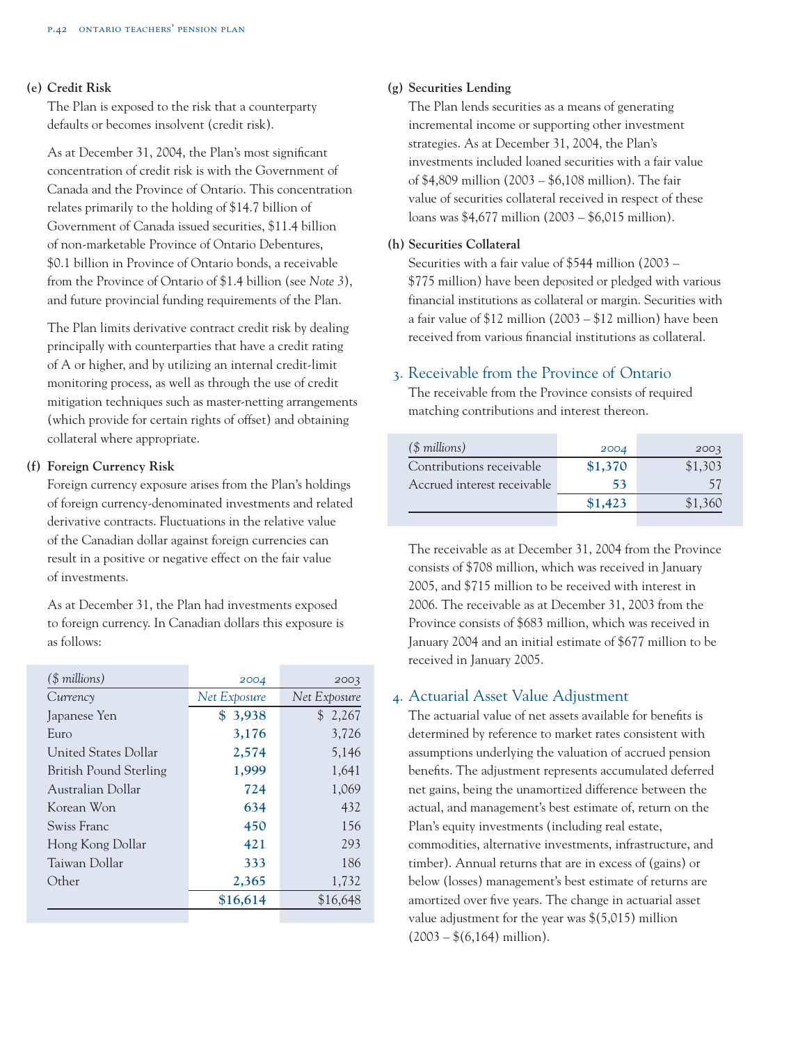**(e) Credit Risk**

The Plan is exposed to the risk that a counterparty defaults or becomes insolvent (credit risk).

As at December 31, 2004, the Plan's most significant concentration of credit risk is with the Government of Canada and the Province of Ontario. This concentration relates primarily to the holding of $14.7 billion of Government of Canada issued securities, $11.4 billion of non-marketable Province of Ontario Debentures, $0.1 billion in Province of Ontario bonds, a receivable from the Province of Ontario of $1.4 billion (see *Note 3*), and future provincial funding requirements of the Plan.

The Plan limits derivative contract credit risk by dealing principally with counterparties that have a credit rating of A or higher, and by utilizing an internal credit-limit monitoring process, as well as through the use of credit mitigation techniques such as master-netting arrangements (which provide for certain rights of offset) and obtaining collateral where appropriate.

**(f) Foreign Currency Risk**

Foreign currency exposure arises from the Plan's holdings of foreign currency-denominated investments and related derivative contracts. Fluctuations in the relative value of the Canadian dollar against foreign currencies can result in a positive or negative effect on the fair value of investments.

As at December 31, the Plan had investments exposed to foreign currency. In Canadian dollars this exposure is as follows:

| *($ millions)* | 2004 | 2003 |
|---|---|---|
| *Currency* | *Net Exposure* | *Net Exposure* |
| Japanese Yen | **$ 3,938** | $ 2,267 |
| Euro | **3,176** | 3,726 |
| United States Dollar | **2,574** | 5,146 |
| British Pound Sterling | **1,999** | 1,641 |
| Australian Dollar | **724** | 1,069 |
| Korean Won | **634** | 432 |
| Swiss Franc | **450** | 156 |
| Hong Kong Dollar | **421** | 293 |
| Taiwan Dollar | **333** | 186 |
| Other | **2,365** | 1,732 |
| | **$16,614** | $16,648 |

**(g) Securities Lending**

The Plan lends securities as a means of generating incremental income or supporting other investment strategies. As at December 31, 2004, the Plan's investments included loaned securities with a fair value of $4,809 million (2003 – $6,108 million). The fair value of securities collateral received in respect of these loans was $4,677 million (2003 – $6,015 million).

**(h) Securities Collateral**

Securities with a fair value of $544 million (2003 – $775 million) have been deposited or pledged with various financial institutions as collateral or margin. Securities with a fair value of $12 million (2003 – $12 million) have been received from various financial institutions as collateral.

## 3. Receivable from the Province of Ontario

The receivable from the Province consists of required matching contributions and interest thereon.

| *($ millions)* | 2004 | 2003 |
|---|---|---|
| Contributions receivable | **$1,370** | $1,303 |
| Accrued interest receivable | **53** | 57 |
| | **$1,423** | $1,360 |

The receivable as at December 31, 2004 from the Province consists of $708 million, which was received in January 2005, and $715 million to be received with interest in 2006. The receivable as at December 31, 2003 from the Province consists of $683 million, which was received in January 2004 and an initial estimate of $677 million to be received in January 2005.

## 4. Actuarial Asset Value Adjustment

The actuarial value of net assets available for benefits is determined by reference to market rates consistent with assumptions underlying the valuation of accrued pension benefits. The adjustment represents accumulated deferred net gains, being the unamortized difference between the actual, and management's best estimate of, return on the Plan's equity investments (including real estate, commodities, alternative investments, infrastructure, and timber). Annual returns that are in excess of (gains) or below (losses) management's best estimate of returns are amortized over five years. The change in actuarial asset value adjustment for the year was $(5,015) million (2003 – $(6,164) million).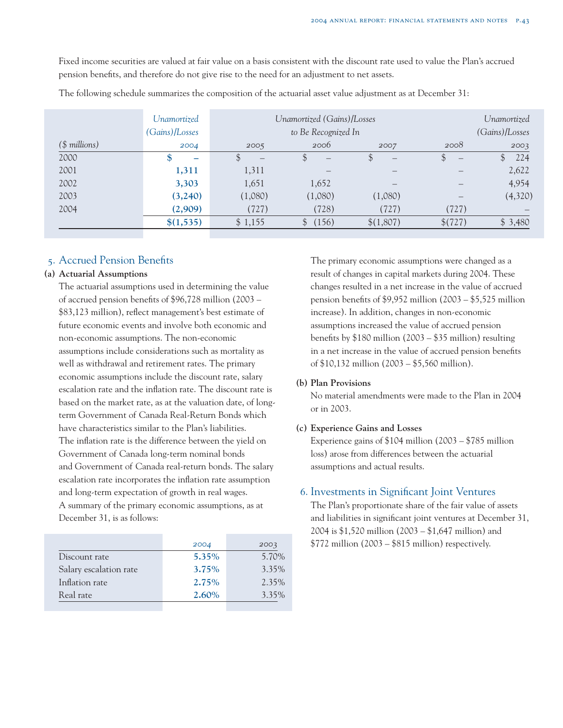Fixed income securities are valued at fair value on a basis consistent with the discount rate used to value the Plan's accrued pension benefits, and therefore do not give rise to the need for an adjustment to net assets.

The following schedule summarizes the composition of the actuarial asset value adjustment as at December 31:

| *($ millions)* | *Unamortized (Gains)/Losses* 2004 | *Unamortized (Gains)/Losses to Be Recognized In* 2005 | 2006 | 2007 | 2008 | *Unamortized (Gains)/Losses* 2003 |
|---|---|---|---|---|---|---|
| 2000 | **$ –** | $ – | $ – | $ – | $ – | $ 224 |
| 2001 | **1,311** | 1,311 | – | – | – | 2,622 |
| 2002 | **3,303** | 1,651 | 1,652 | – | – | 4,954 |
| 2003 | **(3,240)** | (1,080) | (1,080) | (1,080) | – | (4,320) |
| 2004 | **(2,909)** | (727) | (728) | (727) | (727) | – |
| | **$(1,535)** | $ 1,155 | $ (156) | $(1,807) | $(727) | $ 3,480 |

## 5. Accrued Pension Benefits

**(a) Actuarial Assumptions**

The actuarial assumptions used in determining the value of accrued pension benefits of $96,728 million (2003 – $83,123 million), reflect management's best estimate of future economic events and involve both economic and non-economic assumptions. The non-economic assumptions include considerations such as mortality as well as withdrawal and retirement rates. The primary economic assumptions include the discount rate, salary escalation rate and the inflation rate. The discount rate is based on the market rate, as at the valuation date, of long-term Government of Canada Real-Return Bonds which have characteristics similar to the Plan's liabilities. The inflation rate is the difference between the yield on Government of Canada long-term nominal bonds and Government of Canada real-return bonds. The salary escalation rate incorporates the inflation rate assumption and long-term expectation of growth in real wages. A summary of the primary economic assumptions, as at December 31, is as follows:

| | 2004 | 2003 |
|---|---|---|
| Discount rate | **5.35%** | 5.70% |
| Salary escalation rate | **3.75%** | 3.35% |
| Inflation rate | **2.75%** | 2.35% |
| Real rate | **2.60%** | 3.35% |

The primary economic assumptions were changed as a result of changes in capital markets during 2004. These changes resulted in a net increase in the value of accrued pension benefits of $9,952 million (2003 – $5,525 million increase). In addition, changes in non-economic assumptions increased the value of accrued pension benefits by $180 million (2003 – $35 million) resulting in a net increase in the value of accrued pension benefits of $10,132 million (2003 – $5,560 million).

**(b) Plan Provisions**

No material amendments were made to the Plan in 2004 or in 2003.

**(c) Experience Gains and Losses**

Experience gains of $104 million (2003 – $785 million loss) arose from differences between the actuarial assumptions and actual results.

## 6. Investments in Significant Joint Ventures

The Plan's proportionate share of the fair value of assets and liabilities in significant joint ventures at December 31, 2004 is $1,520 million (2003 – $1,647 million) and $772 million (2003 – $815 million) respectively.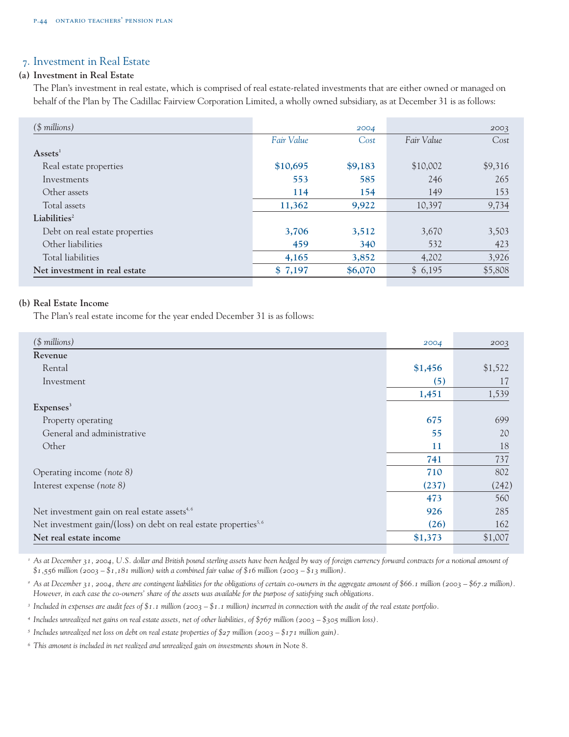## 7. Investment in Real Estate

### (a) Investment in Real Estate

The Plan's investment in real estate, which is comprised of real estate-related investments that are either owned or managed on behalf of the Plan by The Cadillac Fairview Corporation Limited, a wholly owned subsidiary, as at December 31 is as follows:

| *($ millions)* | | 2004 | | 2003 |
|---|---|---|---|---|
| | *Fair Value* | *Cost* | *Fair Value* | *Cost* |
| **Assets**[1] | | | | |
| Real estate properties | **$10,695** | **$9,183** | $10,002 | $9,316 |
| Investments | **553** | **585** | 246 | 265 |
| Other assets | **114** | **154** | 149 | 153 |
| Total assets | **11,362** | **9,922** | 10,397 | 9,734 |
| **Liabilities**[2] | | | | |
| Debt on real estate properties | **3,706** | **3,512** | 3,670 | 3,503 |
| Other liabilities | **459** | **340** | 532 | 423 |
| Total liabilities | **4,165** | **3,852** | 4,202 | 3,926 |
| **Net investment in real estate** | **$ 7,197** | **$6,070** | $ 6,195 | $5,808 |

### (b) Real Estate Income

The Plan's real estate income for the year ended December 31 is as follows:

| *($ millions)* | 2004 | 2003 |
|---|---|---|
| **Revenue** | | |
| Rental | **$1,456** | $1,522 |
| Investment | **(5)** | 17 |
| | **1,451** | 1,539 |
| **Expenses**[3] | | |
| Property operating | **675** | 699 |
| General and administrative | **55** | 20 |
| Other | **11** | 18 |
| | **741** | 737 |
| Operating income *(note 8)* | **710** | 802 |
| Interest expense *(note 8)* | **(237)** | (242) |
| | **473** | 560 |
| Net investment gain on real estate assets[4,6] | **926** | 285 |
| Net investment gain/(loss) on debt on real estate properties[5,6] | **(26)** | 162 |
| **Net real estate income** | **$1,373** | $1,007 |

[1] *As at December 31, 2004, U.S. dollar and British pound sterling assets have been hedged by way of foreign currency forward contracts for a notional amount of $1,556 million (2003 – $1,181 million) with a combined fair value of $16 million (2003 – $13 million).*

[2] *As at December 31, 2004, there are contingent liabilities for the obligations of certain co-owners in the aggregate amount of $66.1 million (2003 – $67.2 million). However, in each case the co-owners' share of the assets was available for the purpose of satisfying such obligations.*

[3] *Included in expenses are audit fees of $1.1 million (2003 – $1.1 million) incurred in connection with the audit of the real estate portfolio.*

[4] *Includes unrealized net gains on real estate assets, net of other liabilities, of $767 million (2003 – $305 million loss).*

[5] *Includes unrealized net loss on debt on real estate properties of $27 million (2003 – $171 million gain).*

[6] *This amount is included in net realized and unrealized gain on investments shown in* Note 8.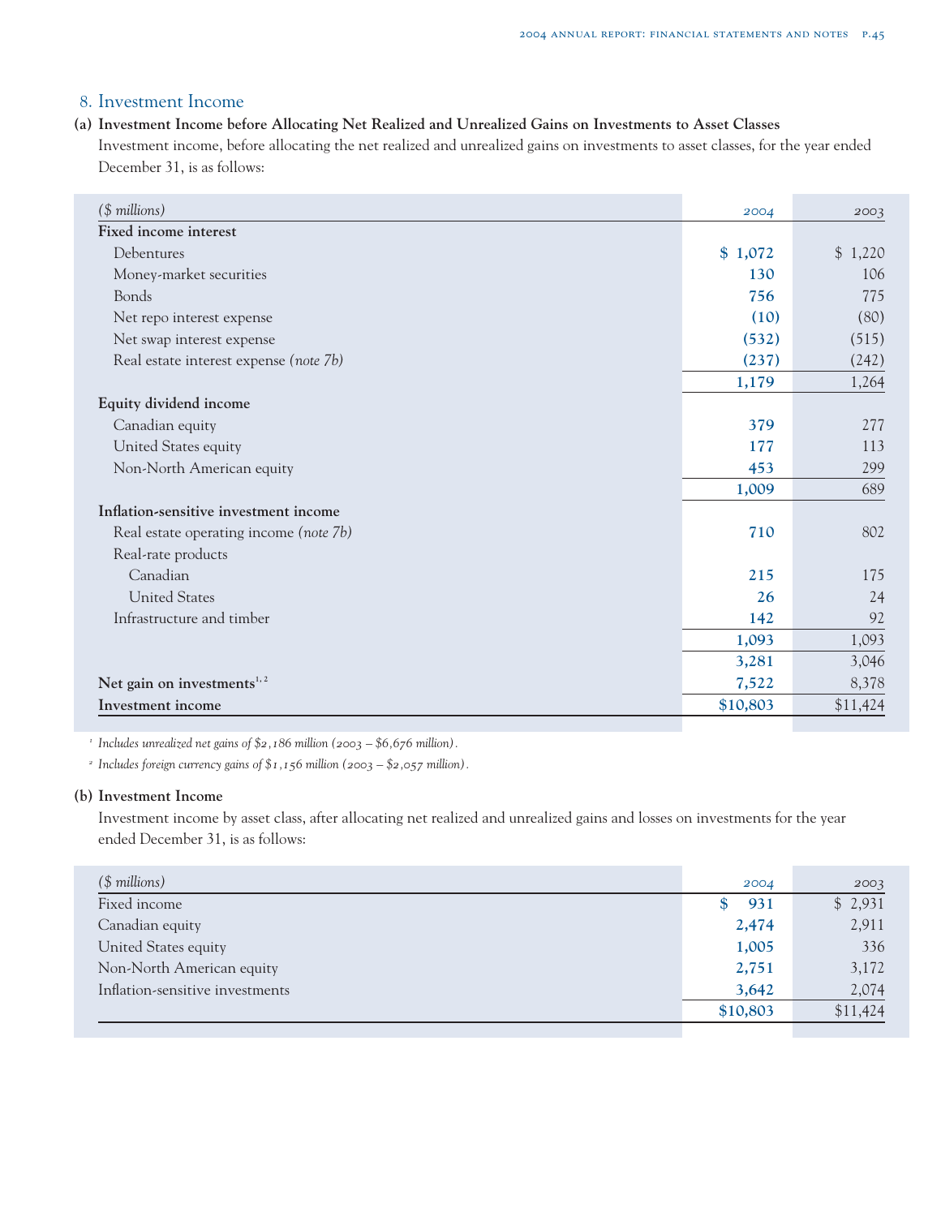## 8. Investment Income

### (a) Investment Income before Allocating Net Realized and Unrealized Gains on Investments to Asset Classes

Investment income, before allocating the net realized and unrealized gains on investments to asset classes, for the year ended December 31, is as follows:

| *($ millions)* | 2004 | 2003 |
|---|---|---|
| **Fixed income interest** | | |
| Debentures | $ 1,072 | $ 1,220 |
| Money-market securities | 130 | 106 |
| Bonds | 756 | 775 |
| Net repo interest expense | (10) | (80) |
| Net swap interest expense | (532) | (515) |
| Real estate interest expense *(note 7b)* | (237) | (242) |
| | 1,179 | 1,264 |
| **Equity dividend income** | | |
| Canadian equity | 379 | 277 |
| United States equity | 177 | 113 |
| Non-North American equity | 453 | 299 |
| | 1,009 | 689 |
| **Inflation-sensitive investment income** | | |
| Real estate operating income *(note 7b)* | 710 | 802 |
| Real-rate products | | |
| Canadian | 215 | 175 |
| United States | 26 | 24 |
| Infrastructure and timber | 142 | 92 |
| | 1,093 | 1,093 |
| | 3,281 | 3,046 |
| **Net gain on investments**[1,2] | 7,522 | 8,378 |
| **Investment income** | $10,803 | $11,424 |

[1] *Includes unrealized net gains of $2,186 million (2003 – $6,676 million).*

[2] *Includes foreign currency gains of $1,156 million (2003 – $2,057 million).*

### (b) Investment Income

Investment income by asset class, after allocating net realized and unrealized gains and losses on investments for the year ended December 31, is as follows:

| *($ millions)* | 2004 | 2003 |
|---|---|---|
| Fixed income | $ 931 | $ 2,931 |
| Canadian equity | 2,474 | 2,911 |
| United States equity | 1,005 | 336 |
| Non-North American equity | 2,751 | 3,172 |
| Inflation-sensitive investments | 3,642 | 2,074 |
| | $10,803 | $11,424 |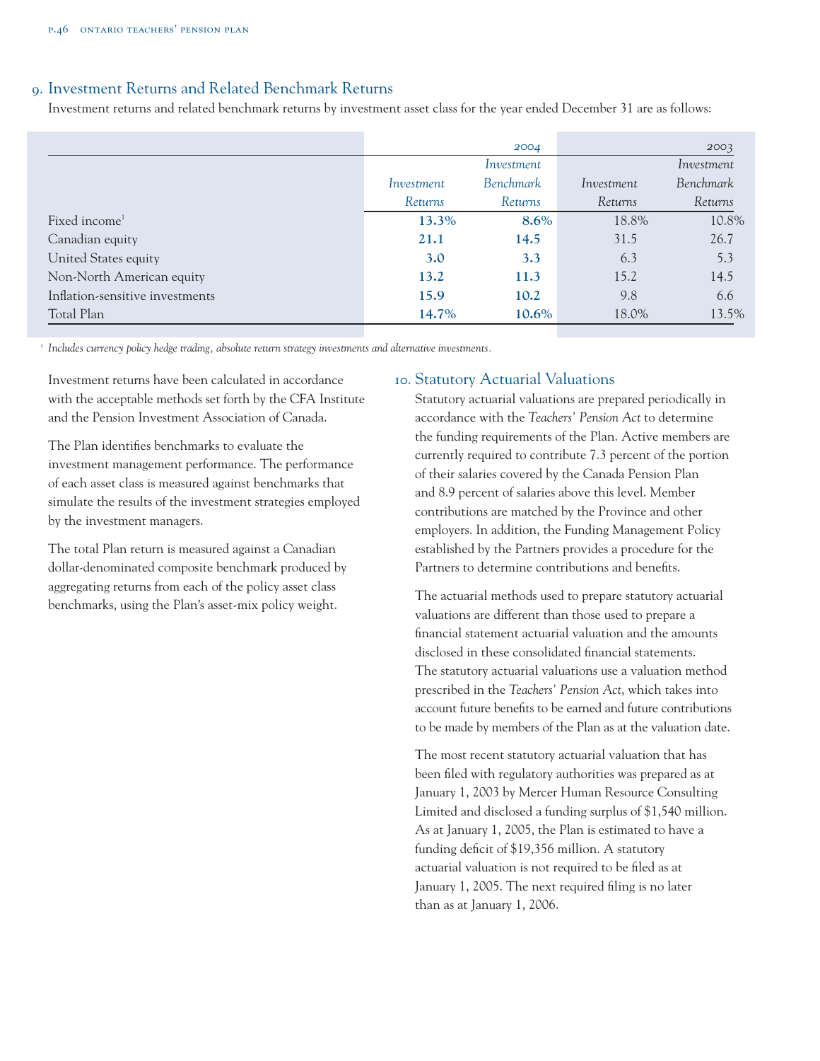## 9. Investment Returns and Related Benchmark Returns

Investment returns and related benchmark returns by investment asset class for the year ended December 31 are as follows:

| | 2004 | | 2003 | |
|---|---|---|---|---|
| | *Investment Returns* | *Investment Benchmark Returns* | *Investment Returns* | *Investment Benchmark Returns* |
| Fixed income[1] | **13.3%** | **8.6%** | 18.8% | 10.8% |
| Canadian equity | **21.1** | **14.5** | 31.5 | 26.7 |
| United States equity | **3.0** | **3.3** | 6.3 | 5.3 |
| Non-North American equity | **13.2** | **11.3** | 15.2 | 14.5 |
| Inflation-sensitive investments | **15.9** | **10.2** | 9.8 | 6.6 |
| Total Plan | **14.7%** | **10.6%** | 18.0% | 13.5% |

[1] *Includes currency policy hedge trading, absolute return strategy investments and alternative investments.*

Investment returns have been calculated in accordance with the acceptable methods set forth by the CFA Institute and the Pension Investment Association of Canada.

The Plan identifies benchmarks to evaluate the investment management performance. The performance of each asset class is measured against benchmarks that simulate the results of the investment strategies employed by the investment managers.

The total Plan return is measured against a Canadian dollar-denominated composite benchmark produced by aggregating returns from each of the policy asset class benchmarks, using the Plan's asset-mix policy weight.

## 10. Statutory Actuarial Valuations

Statutory actuarial valuations are prepared periodically in accordance with the *Teachers' Pension Act* to determine the funding requirements of the Plan. Active members are currently required to contribute 7.3 percent of the portion of their salaries covered by the Canada Pension Plan and 8.9 percent of salaries above this level. Member contributions are matched by the Province and other employers. In addition, the Funding Management Policy established by the Partners provides a procedure for the Partners to determine contributions and benefits.

The actuarial methods used to prepare statutory actuarial valuations are different than those used to prepare a financial statement actuarial valuation and the amounts disclosed in these consolidated financial statements. The statutory actuarial valuations use a valuation method prescribed in the *Teachers' Pension Act*, which takes into account future benefits to be earned and future contributions to be made by members of the Plan as at the valuation date.

The most recent statutory actuarial valuation that has been filed with regulatory authorities was prepared as at January 1, 2003 by Mercer Human Resource Consulting Limited and disclosed a funding surplus of $1,540 million. As at January 1, 2005, the Plan is estimated to have a funding deficit of $19,356 million. A statutory actuarial valuation is not required to be filed as at January 1, 2005. The next required filing is no later than as at January 1, 2006.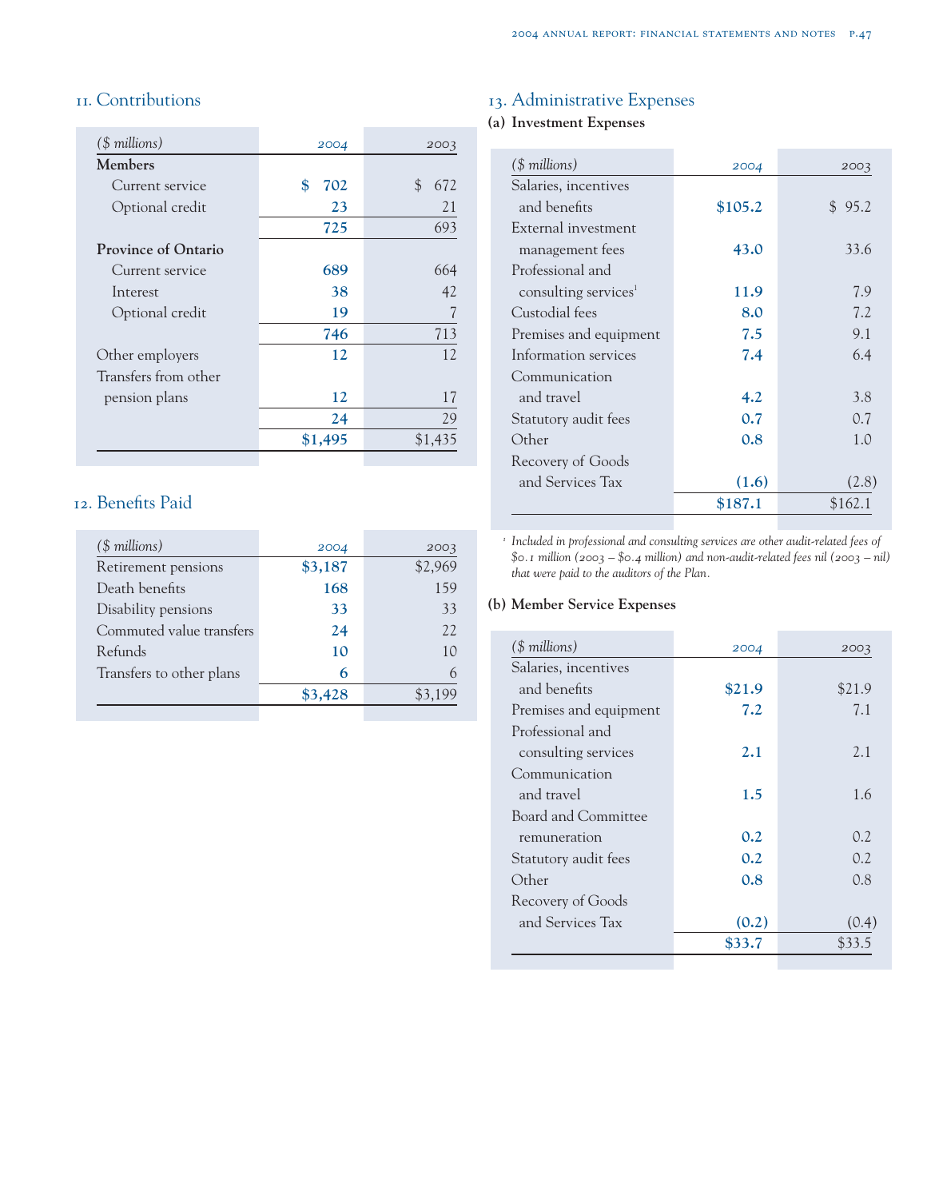## 11. Contributions

| ($ millions) | 2004 | 2003 |
|---|---|---|
| **Members** | | |
| Current service | $ 702 | $ 672 |
| Optional credit | 23 | 21 |
| | 725 | 693 |
| **Province of Ontario** | | |
| Current service | 689 | 664 |
| Interest | 38 | 42 |
| Optional credit | 19 | 7 |
| | 746 | 713 |
| Other employers | 12 | 12 |
| Transfers from other pension plans | 12 | 17 |
| | 24 | 29 |
| | $1,495 | $1,435 |

## 12. Benefits Paid

| ($ millions) | 2004 | 2003 |
|---|---|---|
| Retirement pensions | $3,187 | $2,969 |
| Death benefits | 168 | 159 |
| Disability pensions | 33 | 33 |
| Commuted value transfers | 24 | 22 |
| Refunds | 10 | 10 |
| Transfers to other plans | 6 | 6 |
| | $3,428 | $3,199 |

## 13. Administrative Expenses

### (a) Investment Expenses

| ($ millions) | 2004 | 2003 |
|---|---|---|
| Salaries, incentives and benefits | $105.2 | $ 95.2 |
| External investment management fees | 43.0 | 33.6 |
| Professional and consulting services[1] | 11.9 | 7.9 |
| Custodial fees | 8.0 | 7.2 |
| Premises and equipment | 7.5 | 9.1 |
| Information services | 7.4 | 6.4 |
| Communication and travel | 4.2 | 3.8 |
| Statutory audit fees | 0.7 | 0.7 |
| Other | 0.8 | 1.0 |
| Recovery of Goods and Services Tax | (1.6) | (2.8) |
| | $187.1 | $162.1 |

[1] *Included in professional and consulting services are other audit-related fees of $0.1 million (2003 – $0.4 million) and non-audit-related fees nil (2003 – nil) that were paid to the auditors of the Plan.*

### (b) Member Service Expenses

| ($ millions) | 2004 | 2003 |
|---|---|---|
| Salaries, incentives and benefits | $21.9 | $21.9 |
| Premises and equipment | 7.2 | 7.1 |
| Professional and consulting services | 2.1 | 2.1 |
| Communication and travel | 1.5 | 1.6 |
| Board and Committee remuneration | 0.2 | 0.2 |
| Statutory audit fees | 0.2 | 0.2 |
| Other | 0.8 | 0.8 |
| Recovery of Goods and Services Tax | (0.2) | (0.4) |
| | $33.7 | $33.5 |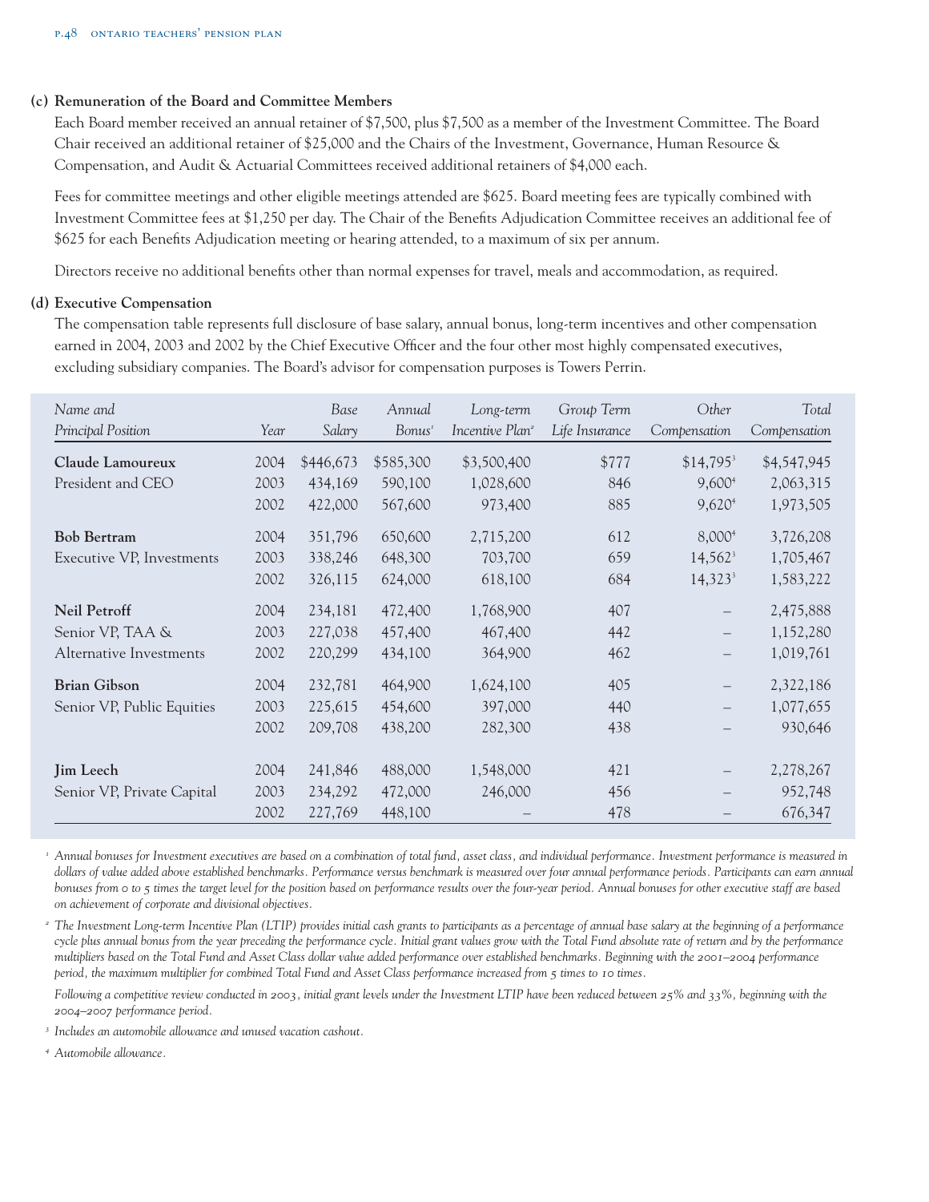**(c) Remuneration of the Board and Committee Members**

Each Board member received an annual retainer of $7,500, plus $7,500 as a member of the Investment Committee. The Board Chair received an additional retainer of $25,000 and the Chairs of the Investment, Governance, Human Resource & Compensation, and Audit & Actuarial Committees received additional retainers of $4,000 each.

Fees for committee meetings and other eligible meetings attended are $625. Board meeting fees are typically combined with Investment Committee fees at $1,250 per day. The Chair of the Benefits Adjudication Committee receives an additional fee of $625 for each Benefits Adjudication meeting or hearing attended, to a maximum of six per annum.

Directors receive no additional benefits other than normal expenses for travel, meals and accommodation, as required.

**(d) Executive Compensation**

The compensation table represents full disclosure of base salary, annual bonus, long-term incentives and other compensation earned in 2004, 2003 and 2002 by the Chief Executive Officer and the four other most highly compensated executives, excluding subsidiary companies. The Board's advisor for compensation purposes is Towers Perrin.

| *Name and Principal Position* | *Year* | *Base Salary* | *Annual Bonus*[1] | *Long-term Incentive Plan*[2] | *Group Term Life Insurance* | *Other Compensation* | *Total Compensation* |
|---|---|---|---|---|---|---|---|
| **Claude Lamoureux** | 2004 | $446,673 | $585,300 | $3,500,400 | $777 | $14,795[3] | $4,547,945 |
| President and CEO | 2003 | 434,169 | 590,100 | 1,028,600 | 846 | 9,600[4] | 2,063,315 |
| | 2002 | 422,000 | 567,600 | 973,400 | 885 | 9,620[4] | 1,973,505 |
| **Bob Bertram** | 2004 | 351,796 | 650,600 | 2,715,200 | 612 | 8,000[4] | 3,726,208 |
| Executive VP, Investments | 2003 | 338,246 | 648,300 | 703,700 | 659 | 14,562[3] | 1,705,467 |
| | 2002 | 326,115 | 624,000 | 618,100 | 684 | 14,323[3] | 1,583,222 |
| **Neil Petroff** | 2004 | 234,181 | 472,400 | 1,768,900 | 407 | – | 2,475,888 |
| Senior VP, TAA & | 2003 | 227,038 | 457,400 | 467,400 | 442 | – | 1,152,280 |
| Alternative Investments | 2002 | 220,299 | 434,100 | 364,900 | 462 | – | 1,019,761 |
| **Brian Gibson** | 2004 | 232,781 | 464,900 | 1,624,100 | 405 | – | 2,322,186 |
| Senior VP, Public Equities | 2003 | 225,615 | 454,600 | 397,000 | 440 | – | 1,077,655 |
| | 2002 | 209,708 | 438,200 | 282,300 | 438 | – | 930,646 |
| **Jim Leech** | 2004 | 241,846 | 488,000 | 1,548,000 | 421 | – | 2,278,267 |
| Senior VP, Private Capital | 2003 | 234,292 | 472,000 | 246,000 | 456 | – | 952,748 |
| | 2002 | 227,769 | 448,100 | – | 478 | – | 676,347 |

[1] *Annual bonuses for Investment executives are based on a combination of total fund, asset class, and individual performance. Investment performance is measured in dollars of value added above established benchmarks. Performance versus benchmark is measured over four annual performance periods. Participants can earn annual bonuses from 0 to 5 times the target level for the position based on performance results over the four-year period. Annual bonuses for other executive staff are based on achievement of corporate and divisional objectives.*

[2] *The Investment Long-term Incentive Plan (LTIP) provides initial cash grants to participants as a percentage of annual base salary at the beginning of a performance cycle plus annual bonus from the year preceding the performance cycle. Initial grant values grow with the Total Fund absolute rate of return and by the performance multipliers based on the Total Fund and Asset Class dollar value added performance over established benchmarks. Beginning with the 2001–2004 performance period, the maximum multiplier for combined Total Fund and Asset Class performance increased from 5 times to 10 times.*

*Following a competitive review conducted in 2003, initial grant levels under the Investment LTIP have been reduced between 25% and 33%, beginning with the 2004–2007 performance period.*

[3] *Includes an automobile allowance and unused vacation cashout.*

[4] *Automobile allowance.*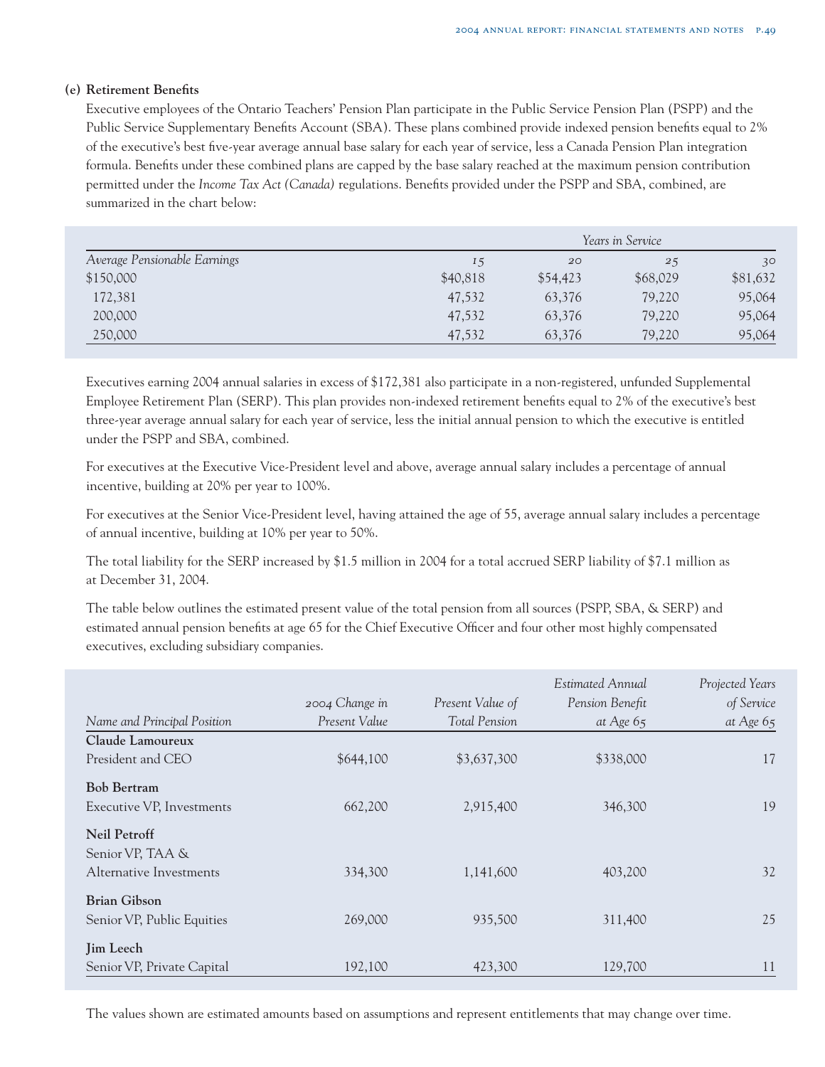**(e) Retirement Benefits**

Executive employees of the Ontario Teachers' Pension Plan participate in the Public Service Pension Plan (PSPP) and the Public Service Supplementary Benefits Account (SBA). These plans combined provide indexed pension benefits equal to 2% of the executive's best five-year average annual base salary for each year of service, less a Canada Pension Plan integration formula. Benefits under these combined plans are capped by the base salary reached at the maximum pension contribution permitted under the *Income Tax Act (Canada)* regulations. Benefits provided under the PSPP and SBA, combined, are summarized in the chart below:

| | *Years in Service* | | | |
|---|---|---|---|---|
| *Average Pensionable Earnings* | *15* | *20* | *25* | *30* |
| $150,000 | $40,818 | $54,423 | $68,029 | $81,632 |
| 172,381 | 47,532 | 63,376 | 79,220 | 95,064 |
| 200,000 | 47,532 | 63,376 | 79,220 | 95,064 |
| 250,000 | 47,532 | 63,376 | 79,220 | 95,064 |

Executives earning 2004 annual salaries in excess of $172,381 also participate in a non-registered, unfunded Supplemental Employee Retirement Plan (SERP). This plan provides non-indexed retirement benefits equal to 2% of the executive's best three-year average annual salary for each year of service, less the initial annual pension to which the executive is entitled under the PSPP and SBA, combined.

For executives at the Executive Vice-President level and above, average annual salary includes a percentage of annual incentive, building at 20% per year to 100%.

For executives at the Senior Vice-President level, having attained the age of 55, average annual salary includes a percentage of annual incentive, building at 10% per year to 50%.

The total liability for the SERP increased by $1.5 million in 2004 for a total accrued SERP liability of $7.1 million as at December 31, 2004.

The table below outlines the estimated present value of the total pension from all sources (PSPP, SBA, & SERP) and estimated annual pension benefits at age 65 for the Chief Executive Officer and four other most highly compensated executives, excluding subsidiary companies.

| *Name and Principal Position* | *2004 Change in Present Value* | *Present Value of Total Pension* | *Estimated Annual Pension Benefit at Age 65* | *Projected Years of Service at Age 65* |
|---|---|---|---|---|
| **Claude Lamoureux**<br>President and CEO | $644,100 | $3,637,300 | $338,000 | 17 |
| **Bob Bertram**<br>Executive VP, Investments | 662,200 | 2,915,400 | 346,300 | 19 |
| **Neil Petroff**<br>Senior VP, TAA & Alternative Investments | 334,300 | 1,141,600 | 403,200 | 32 |
| **Brian Gibson**<br>Senior VP, Public Equities | 269,000 | 935,500 | 311,400 | 25 |
| **Jim Leech**<br>Senior VP, Private Capital | 192,100 | 423,300 | 129,700 | 11 |

The values shown are estimated amounts based on assumptions and represent entitlements that may change over time.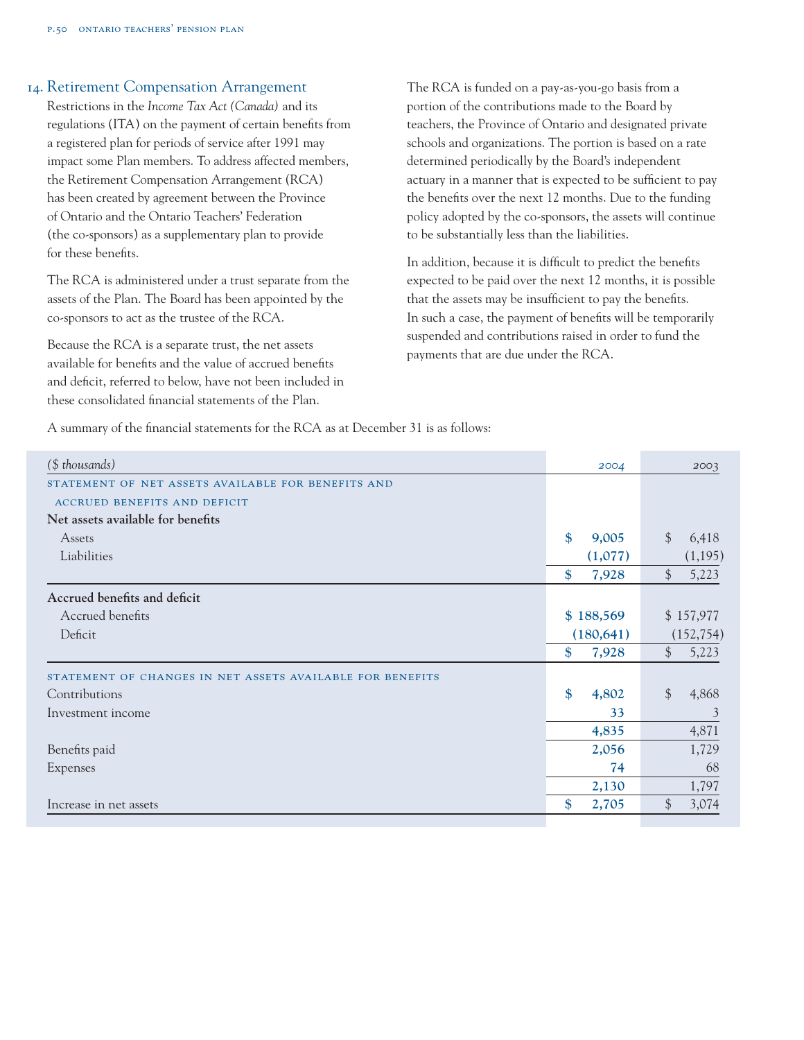## 14. Retirement Compensation Arrangement

Restrictions in the *Income Tax Act (Canada)* and its regulations (ITA) on the payment of certain benefits from a registered plan for periods of service after 1991 may impact some Plan members. To address affected members, the Retirement Compensation Arrangement (RCA) has been created by agreement between the Province of Ontario and the Ontario Teachers' Federation (the co-sponsors) as a supplementary plan to provide for these benefits.

The RCA is administered under a trust separate from the assets of the Plan. The Board has been appointed by the co-sponsors to act as the trustee of the RCA.

Because the RCA is a separate trust, the net assets available for benefits and the value of accrued benefits and deficit, referred to below, have not been included in these consolidated financial statements of the Plan.

The RCA is funded on a pay-as-you-go basis from a portion of the contributions made to the Board by teachers, the Province of Ontario and designated private schools and organizations. The portion is based on a rate determined periodically by the Board's independent actuary in a manner that is expected to be sufficient to pay the benefits over the next 12 months. Due to the funding policy adopted by the co-sponsors, the assets will continue to be substantially less than the liabilities.

In addition, because it is difficult to predict the benefits expected to be paid over the next 12 months, it is possible that the assets may be insufficient to pay the benefits. In such a case, the payment of benefits will be temporarily suspended and contributions raised in order to fund the payments that are due under the RCA.

A summary of the financial statements for the RCA as at December 31 is as follows:

| *($ thousands)* | 2004 | 2003 |
|---|---|---|
| STATEMENT OF NET ASSETS AVAILABLE FOR BENEFITS AND ACCRUED BENEFITS AND DEFICIT | | |
| **Net assets available for benefits** | | |
| Assets | **$ 9,005** | $ 6,418 |
| Liabilities | **(1,077)** | (1,195) |
| | **$ 7,928** | $ 5,223 |
| **Accrued benefits and deficit** | | |
| Accrued benefits | **$ 188,569** | $ 157,977 |
| Deficit | **(180,641)** | (152,754) |
| | **$ 7,928** | $ 5,223 |
| STATEMENT OF CHANGES IN NET ASSETS AVAILABLE FOR BENEFITS | | |
| Contributions | **$ 4,802** | $ 4,868 |
| Investment income | **33** | 3 |
| | **4,835** | 4,871 |
| Benefits paid | **2,056** | 1,729 |
| Expenses | **74** | 68 |
| | **2,130** | 1,797 |
| Increase in net assets | **$ 2,705** | $ 3,074 |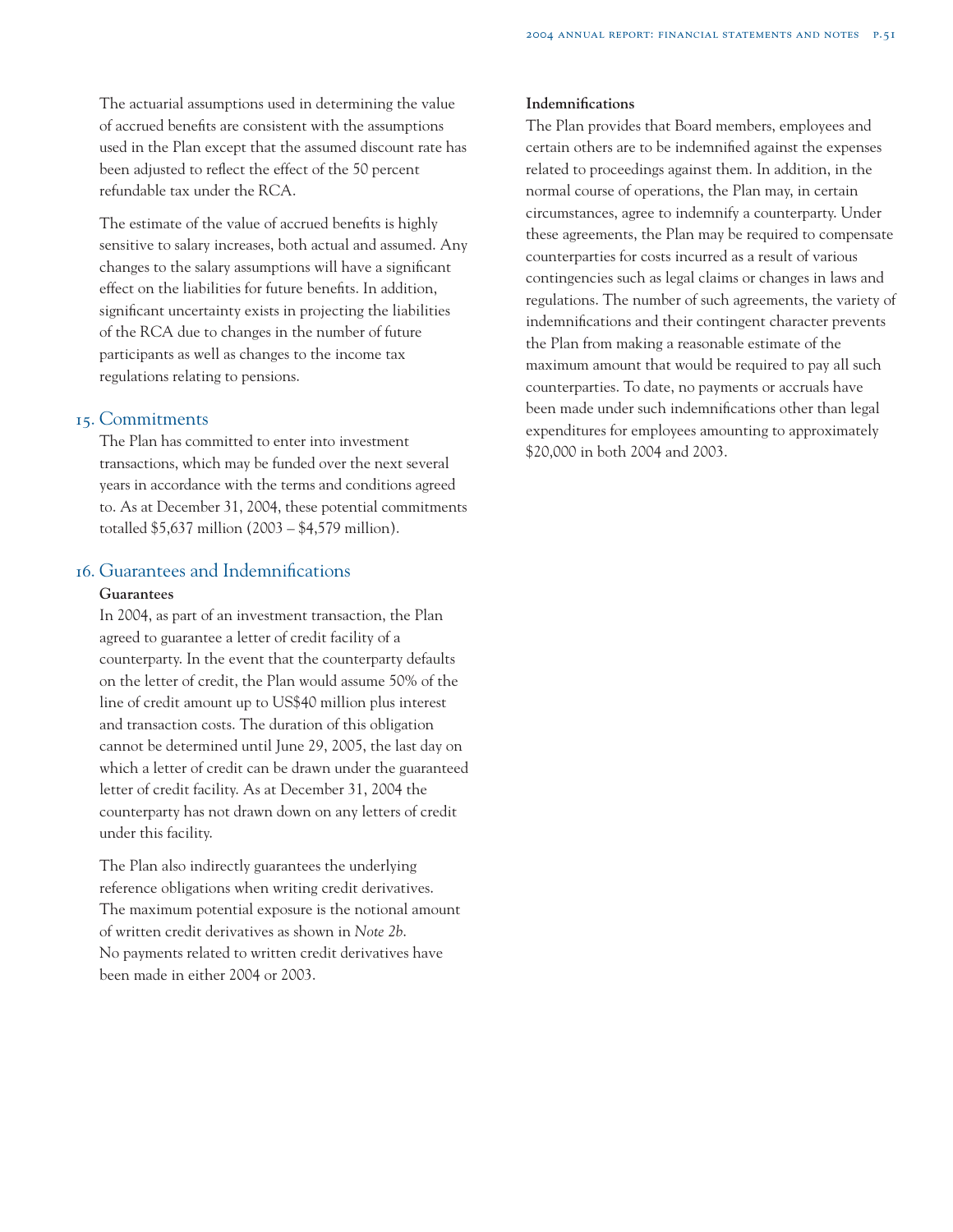The actuarial assumptions used in determining the value of accrued benefits are consistent with the assumptions used in the Plan except that the assumed discount rate has been adjusted to reflect the effect of the 50 percent refundable tax under the RCA.

The estimate of the value of accrued benefits is highly sensitive to salary increases, both actual and assumed. Any changes to the salary assumptions will have a significant effect on the liabilities for future benefits. In addition, significant uncertainty exists in projecting the liabilities of the RCA due to changes in the number of future participants as well as changes to the income tax regulations relating to pensions.

## 15. Commitments

The Plan has committed to enter into investment transactions, which may be funded over the next several years in accordance with the terms and conditions agreed to. As at December 31, 2004, these potential commitments totalled $5,637 million (2003 – $4,579 million).

## 16. Guarantees and Indemnifications

**Guarantees**

In 2004, as part of an investment transaction, the Plan agreed to guarantee a letter of credit facility of a counterparty. In the event that the counterparty defaults on the letter of credit, the Plan would assume 50% of the line of credit amount up to US$40 million plus interest and transaction costs. The duration of this obligation cannot be determined until June 29, 2005, the last day on which a letter of credit can be drawn under the guaranteed letter of credit facility. As at December 31, 2004 the counterparty has not drawn down on any letters of credit under this facility.

The Plan also indirectly guarantees the underlying reference obligations when writing credit derivatives. The maximum potential exposure is the notional amount of written credit derivatives as shown in *Note 2b*. No payments related to written credit derivatives have been made in either 2004 or 2003.

**Indemnifications**

The Plan provides that Board members, employees and certain others are to be indemnified against the expenses related to proceedings against them. In addition, in the normal course of operations, the Plan may, in certain circumstances, agree to indemnify a counterparty. Under these agreements, the Plan may be required to compensate counterparties for costs incurred as a result of various contingencies such as legal claims or changes in laws and regulations. The number of such agreements, the variety of indemnifications and their contingent character prevents the Plan from making a reasonable estimate of the maximum amount that would be required to pay all such counterparties. To date, no payments or accruals have been made under such indemnifications other than legal expenditures for employees amounting to approximately $20,000 in both 2004 and 2003.